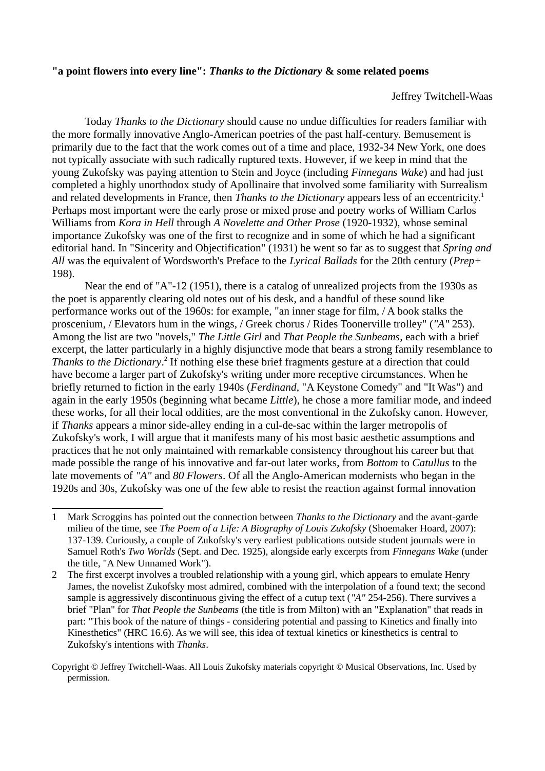**"a point flowers into every line": *Thanks to the Dictionary* & some related poems**

Jeffrey Twitchell-Waas

Today *Thanks to the Dictionary* should cause no undue difficulties for readers familiar with the more formally innovative Anglo-American poetries of the past half-century. Bemusement is primarily due to the fact that the work comes out of a time and place, 1932-34 New York, one does not typically associate with such radically ruptured texts. However, if we keep in mind that the young Zukofsky was paying attention to Stein and Joyce (including *Finnegans Wake*) and had just completed a highly unorthodox study of Apollinaire that involved some familiarity with Surrealism and related developments in France, then *Thanks to the Dictionary* appears less of an eccentricity.[1] Perhaps most important were the early prose or mixed prose and poetry works of William Carlos Williams from *Kora in Hell* through *A Novelette and Other Prose* (1920-1932), whose seminal importance Zukofsky was one of the first to recognize and in some of which he had a significant editorial hand. In "Sincerity and Objectification" (1931) he went so far as to suggest that *Spring and All* was the equivalent of Wordsworth's Preface to the *Lyrical Ballads* for the 20th century (*Prep+* 198).

Near the end of "A"-12 (1951), there is a catalog of unrealized projects from the 1930s as the poet is apparently clearing old notes out of his desk, and a handful of these sound like performance works out of the 1960s: for example, "an inner stage for film, / A book stalks the proscenium, / Elevators hum in the wings, / Greek chorus / Rides Toonerville trolley" (*"A"* 253). Among the list are two "novels," *The Little Girl* and *That People the Sunbeams*, each with a brief excerpt, the latter particularly in a highly disjunctive mode that bears a strong family resemblance to *Thanks to the Dictionary*.[2] If nothing else these brief fragments gesture at a direction that could have become a larger part of Zukofsky's writing under more receptive circumstances. When he briefly returned to fiction in the early 1940s (*Ferdinand*, "A Keystone Comedy" and "It Was") and again in the early 1950s (beginning what became *Little*), he chose a more familiar mode, and indeed these works, for all their local oddities, are the most conventional in the Zukofsky canon. However, if *Thanks* appears a minor side-alley ending in a cul-de-sac within the larger metropolis of Zukofsky's work, I will argue that it manifests many of his most basic aesthetic assumptions and practices that he not only maintained with remarkable consistency throughout his career but that made possible the range of his innovative and far-out later works, from *Bottom* to *Catullus* to the late movements of *"A"* and *80 Flowers*. Of all the Anglo-American modernists who began in the 1920s and 30s, Zukofsky was one of the few able to resist the reaction against formal innovation

---

1 Mark Scroggins has pointed out the connection between *Thanks to the Dictionary* and the avant-garde milieu of the time, see *The Poem of a Life: A Biography of Louis Zukofsky* (Shoemaker Hoard, 2007): 137-139. Curiously, a couple of Zukofsky's very earliest publications outside student journals were in Samuel Roth's *Two Worlds* (Sept. and Dec. 1925), alongside early excerpts from *Finnegans Wake* (under the title, "A New Unnamed Work").

2 The first excerpt involves a troubled relationship with a young girl, which appears to emulate Henry James, the novelist Zukofsky most admired, combined with the interpolation of a found text; the second sample is aggressively discontinuous giving the effect of a cutup text (*"A"* 254-256). There survives a brief "Plan" for *That People the Sunbeams* (the title is from Milton) with an "Explanation" that reads in part: "This book of the nature of things - considering potential and passing to Kinetics and finally into Kinesthetics" (HRC 16.6). As we will see, this idea of textual kinetics or kinesthetics is central to Zukofsky's intentions with *Thanks*.

Copyright © Jeffrey Twitchell-Waas. All Louis Zukofsky materials copyright © Musical Observations, Inc. Used by permission.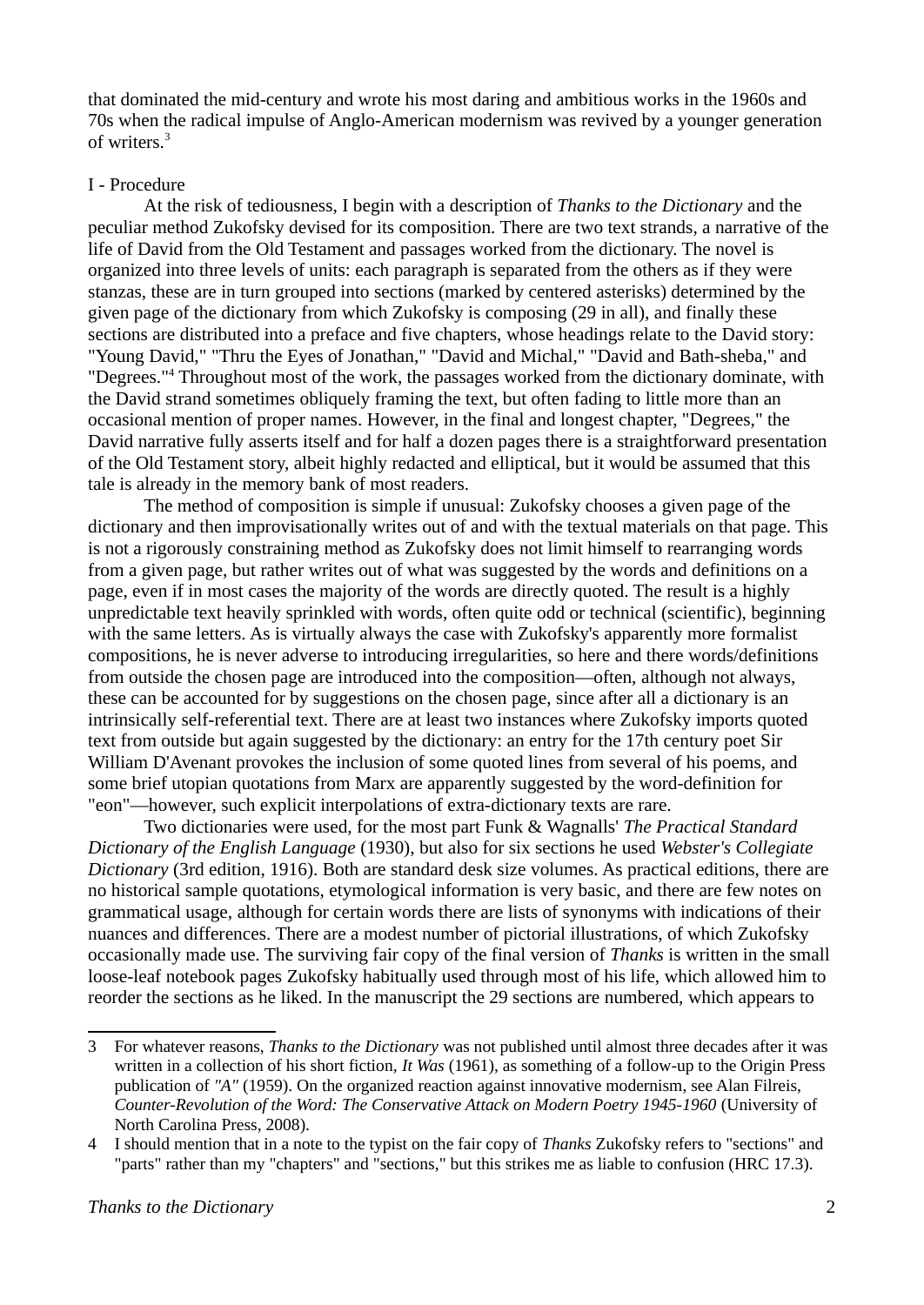that dominated the mid-century and wrote his most daring and ambitious works in the 1960s and 70s when the radical impulse of Anglo-American modernism was revived by a younger generation of writers.[3]

## I - Procedure

At the risk of tediousness, I begin with a description of *Thanks to the Dictionary* and the peculiar method Zukofsky devised for its composition. There are two text strands, a narrative of the life of David from the Old Testament and passages worked from the dictionary. The novel is organized into three levels of units: each paragraph is separated from the others as if they were stanzas, these are in turn grouped into sections (marked by centered asterisks) determined by the given page of the dictionary from which Zukofsky is composing (29 in all), and finally these sections are distributed into a preface and five chapters, whose headings relate to the David story: "Young David," "Thru the Eyes of Jonathan," "David and Michal," "David and Bath-sheba," and "Degrees."[4] Throughout most of the work, the passages worked from the dictionary dominate, with the David strand sometimes obliquely framing the text, but often fading to little more than an occasional mention of proper names. However, in the final and longest chapter, "Degrees," the David narrative fully asserts itself and for half a dozen pages there is a straightforward presentation of the Old Testament story, albeit highly redacted and elliptical, but it would be assumed that this tale is already in the memory bank of most readers.

The method of composition is simple if unusual: Zukofsky chooses a given page of the dictionary and then improvisationally writes out of and with the textual materials on that page. This is not a rigorously constraining method as Zukofsky does not limit himself to rearranging words from a given page, but rather writes out of what was suggested by the words and definitions on a page, even if in most cases the majority of the words are directly quoted. The result is a highly unpredictable text heavily sprinkled with words, often quite odd or technical (scientific), beginning with the same letters. As is virtually always the case with Zukofsky's apparently more formalist compositions, he is never adverse to introducing irregularities, so here and there words/definitions from outside the chosen page are introduced into the composition—often, although not always, these can be accounted for by suggestions on the chosen page, since after all a dictionary is an intrinsically self-referential text. There are at least two instances where Zukofsky imports quoted text from outside but again suggested by the dictionary: an entry for the 17th century poet Sir William D'Avenant provokes the inclusion of some quoted lines from several of his poems, and some brief utopian quotations from Marx are apparently suggested by the word-definition for "eon"—however, such explicit interpolations of extra-dictionary texts are rare.

Two dictionaries were used, for the most part Funk & Wagnalls' *The Practical Standard Dictionary of the English Language* (1930), but also for six sections he used *Webster's Collegiate Dictionary* (3rd edition, 1916). Both are standard desk size volumes. As practical editions, there are no historical sample quotations, etymological information is very basic, and there are few notes on grammatical usage, although for certain words there are lists of synonyms with indications of their nuances and differences. There are a modest number of pictorial illustrations, of which Zukofsky occasionally made use. The surviving fair copy of the final version of *Thanks* is written in the small loose-leaf notebook pages Zukofsky habitually used through most of his life, which allowed him to reorder the sections as he liked. In the manuscript the 29 sections are numbered, which appears to

---

3 For whatever reasons, *Thanks to the Dictionary* was not published until almost three decades after it was written in a collection of his short fiction, *It Was* (1961), as something of a follow-up to the Origin Press publication of *"A"* (1959). On the organized reaction against innovative modernism, see Alan Filreis, *Counter-Revolution of the Word: The Conservative Attack on Modern Poetry 1945-1960* (University of North Carolina Press, 2008).

4 I should mention that in a note to the typist on the fair copy of *Thanks* Zukofsky refers to "sections" and "parts" rather than my "chapters" and "sections," but this strikes me as liable to confusion (HRC 17.3).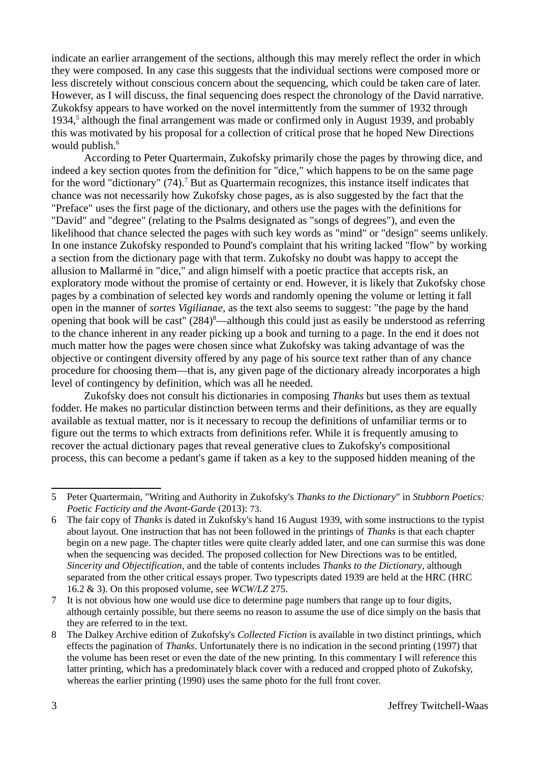indicate an earlier arrangement of the sections, although this may merely reflect the order in which they were composed. In any case this suggests that the individual sections were composed more or less discretely without conscious concern about the sequencing, which could be taken care of later. However, as I will discuss, the final sequencing does respect the chronology of the David narrative. Zukokfsy appears to have worked on the novel intermittently from the summer of 1932 through 1934,[5] although the final arrangement was made or confirmed only in August 1939, and probably this was motivated by his proposal for a collection of critical prose that he hoped New Directions would publish.[6]

According to Peter Quartermain, Zukofsky primarily chose the pages by throwing dice, and indeed a key section quotes from the definition for "dice," which happens to be on the same page for the word "dictionary" (74).[7] But as Quartermain recognizes, this instance itself indicates that chance was not necessarily how Zukofsky chose pages, as is also suggested by the fact that the "Preface" uses the first page of the dictionary, and others use the pages with the definitions for "David" and "degree" (relating to the Psalms designated as "songs of degrees"), and even the likelihood that chance selected the pages with such key words as "mind" or "design" seems unlikely. In one instance Zukofsky responded to Pound's complaint that his writing lacked "flow" by working a section from the dictionary page with that term. Zukofsky no doubt was happy to accept the allusion to Mallarmé in "dice," and align himself with a poetic practice that accepts risk, an exploratory mode without the promise of certainty or end. However, it is likely that Zukofsky chose pages by a combination of selected key words and randomly opening the volume or letting it fall open in the manner of *sortes Vigilianae*, as the text also seems to suggest: "the page by the hand opening that book will be cast" (284)[8]—although this could just as easily be understood as referring to the chance inherent in any reader picking up a book and turning to a page. In the end it does not much matter how the pages were chosen since what Zukofsky was taking advantage of was the objective or contingent diversity offered by any page of his source text rather than of any chance procedure for choosing them—that is, any given page of the dictionary already incorporates a high level of contingency by definition, which was all he needed.

Zukofsky does not consult his dictionaries in composing *Thanks* but uses them as textual fodder. He makes no particular distinction between terms and their definitions, as they are equally available as textual matter, nor is it necessary to recoup the definitions of unfamiliar terms or to figure out the terms to which extracts from definitions refer. While it is frequently amusing to recover the actual dictionary pages that reveal generative clues to Zukofsky's compositional process, this can become a pedant's game if taken as a key to the supposed hidden meaning of the

---

5 Peter Quartermain, "Writing and Authority in Zukofsky's *Thanks to the Dictionary*" in *Stubborn Poetics: Poetic Facticity and the Avant-Garde* (2013): 73.

6 The fair copy of *Thanks* is dated in Zukofsky's hand 16 August 1939, with some instructions to the typist about layout. One instruction that has not been followed in the printings of *Thanks* is that each chapter begin on a new page. The chapter titles were quite clearly added later, and one can surmise this was done when the sequencing was decided. The proposed collection for New Directions was to be entitled, *Sincerity and Objectification*, and the table of contents includes *Thanks to the Dictionary*, although separated from the other critical essays proper. Two typescripts dated 1939 are held at the HRC (HRC 16.2 & 3). On this proposed volume, see *WCW/LZ* 275.

7 It is not obvious how one would use dice to determine page numbers that range up to four digits, although certainly possible, but there seems no reason to assume the use of dice simply on the basis that they are referred to in the text.

8 The Dalkey Archive edition of Zukofsky's *Collected Fiction* is available in two distinct printings, which effects the pagination of *Thanks*. Unfortunately there is no indication in the second printing (1997) that the volume has been reset or even the date of the new printing. In this commentary I will reference this latter printing, which has a predominately black cover with a reduced and cropped photo of Zukofsky, whereas the earlier printing (1990) uses the same photo for the full front cover.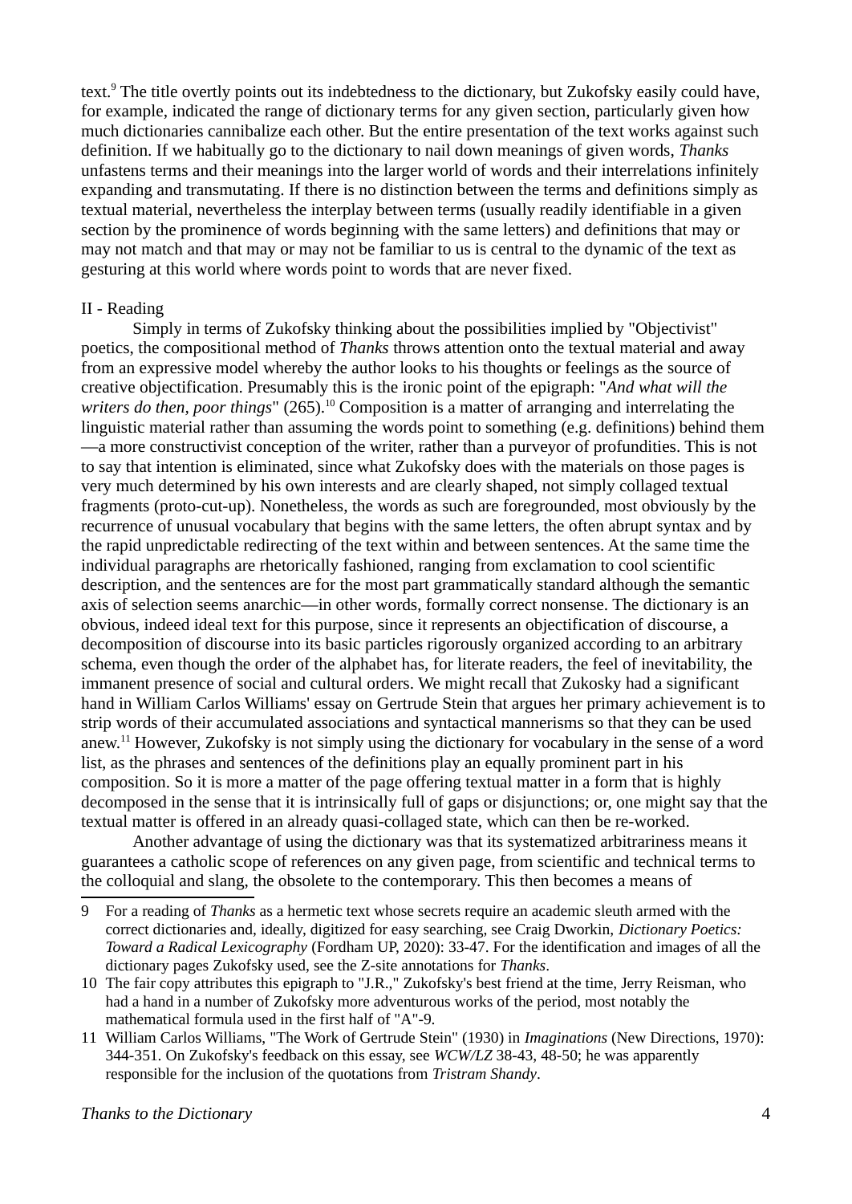text.[9] The title overtly points out its indebtedness to the dictionary, but Zukofsky easily could have, for example, indicated the range of dictionary terms for any given section, particularly given how much dictionaries cannibalize each other. But the entire presentation of the text works against such definition. If we habitually go to the dictionary to nail down meanings of given words, *Thanks* unfastens terms and their meanings into the larger world of words and their interrelations infinitely expanding and transmutating. If there is no distinction between the terms and definitions simply as textual material, nevertheless the interplay between terms (usually readily identifiable in a given section by the prominence of words beginning with the same letters) and definitions that may or may not match and that may or may not be familiar to us is central to the dynamic of the text as gesturing at this world where words point to words that are never fixed.

## II - Reading

Simply in terms of Zukofsky thinking about the possibilities implied by "Objectivist" poetics, the compositional method of *Thanks* throws attention onto the textual material and away from an expressive model whereby the author looks to his thoughts or feelings as the source of creative objectification. Presumably this is the ironic point of the epigraph: "*And what will the writers do then, poor things*" (265).[10] Composition is a matter of arranging and interrelating the linguistic material rather than assuming the words point to something (e.g. definitions) behind them—a more constructivist conception of the writer, rather than a purveyor of profundities. This is not to say that intention is eliminated, since what Zukofsky does with the materials on those pages is very much determined by his own interests and are clearly shaped, not simply collaged textual fragments (proto-cut-up). Nonetheless, the words as such are foregrounded, most obviously by the recurrence of unusual vocabulary that begins with the same letters, the often abrupt syntax and by the rapid unpredictable redirecting of the text within and between sentences. At the same time the individual paragraphs are rhetorically fashioned, ranging from exclamation to cool scientific description, and the sentences are for the most part grammatically standard although the semantic axis of selection seems anarchic—in other words, formally correct nonsense. The dictionary is an obvious, indeed ideal text for this purpose, since it represents an objectification of discourse, a decomposition of discourse into its basic particles rigorously organized according to an arbitrary schema, even though the order of the alphabet has, for literate readers, the feel of inevitability, the immanent presence of social and cultural orders. We might recall that Zukosky had a significant hand in William Carlos Williams' essay on Gertrude Stein that argues her primary achievement is to strip words of their accumulated associations and syntactical mannerisms so that they can be used anew.[11] However, Zukofsky is not simply using the dictionary for vocabulary in the sense of a word list, as the phrases and sentences of the definitions play an equally prominent part in his composition. So it is more a matter of the page offering textual matter in a form that is highly decomposed in the sense that it is intrinsically full of gaps or disjunctions; or, one might say that the textual matter is offered in an already quasi-collaged state, which can then be re-worked.

Another advantage of using the dictionary was that its systematized arbitrariness means it guarantees a catholic scope of references on any given page, from scientific and technical terms to the colloquial and slang, the obsolete to the contemporary. This then becomes a means of

---

9 For a reading of *Thanks* as a hermetic text whose secrets require an academic sleuth armed with the correct dictionaries and, ideally, digitized for easy searching, see Craig Dworkin, *Dictionary Poetics: Toward a Radical Lexicography* (Fordham UP, 2020): 33-47. For the identification and images of all the dictionary pages Zukofsky used, see the Z-site annotations for *Thanks*.

10 The fair copy attributes this epigraph to "J.R.," Zukofsky's best friend at the time, Jerry Reisman, who had a hand in a number of Zukofsky more adventurous works of the period, most notably the mathematical formula used in the first half of "A"-9.

11 William Carlos Williams, "The Work of Gertrude Stein" (1930) in *Imaginations* (New Directions, 1970): 344-351. On Zukofsky's feedback on this essay, see *WCW/LZ* 38-43, 48-50; he was apparently responsible for the inclusion of the quotations from *Tristram Shandy*.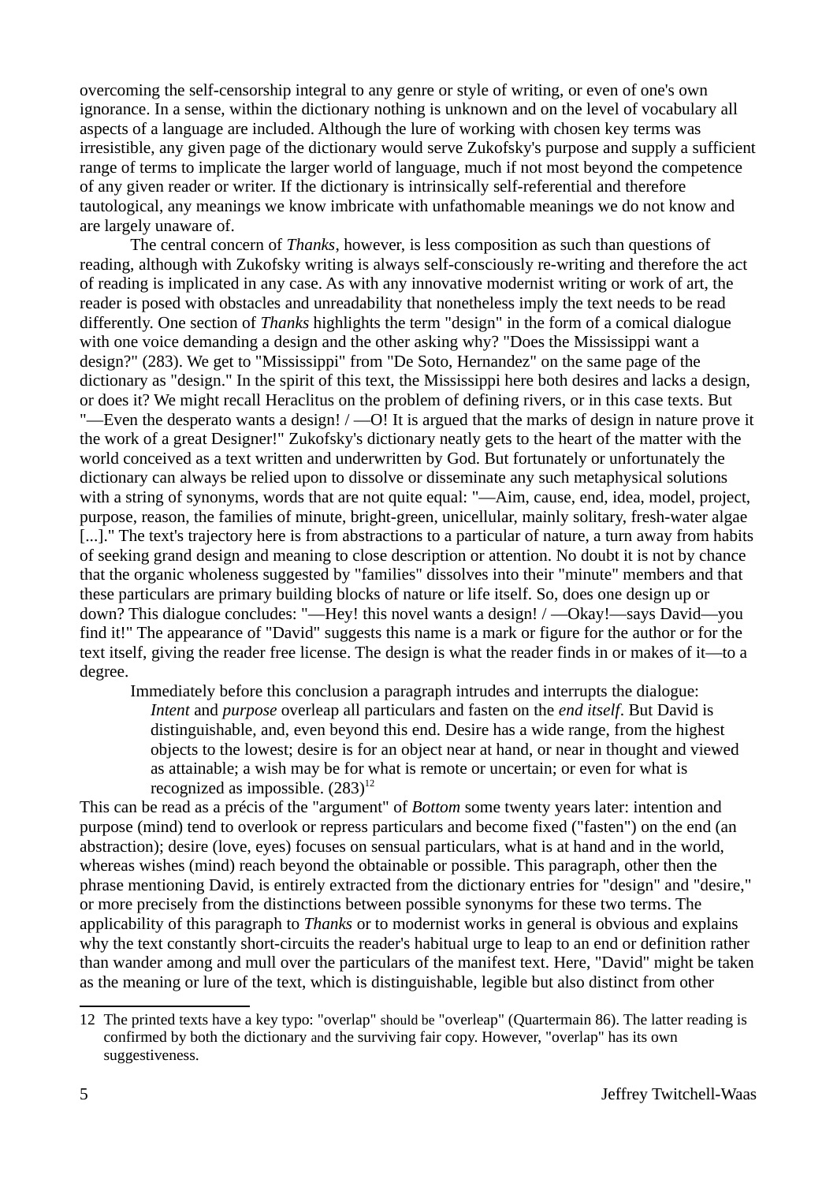overcoming the self-censorship integral to any genre or style of writing, or even of one's own ignorance. In a sense, within the dictionary nothing is unknown and on the level of vocabulary all aspects of a language are included. Although the lure of working with chosen key terms was irresistible, any given page of the dictionary would serve Zukofsky's purpose and supply a sufficient range of terms to implicate the larger world of language, much if not most beyond the competence of any given reader or writer. If the dictionary is intrinsically self-referential and therefore tautological, any meanings we know imbricate with unfathomable meanings we do not know and are largely unaware of.

The central concern of *Thanks*, however, is less composition as such than questions of reading, although with Zukofsky writing is always self-consciously re-writing and therefore the act of reading is implicated in any case. As with any innovative modernist writing or work of art, the reader is posed with obstacles and unreadability that nonetheless imply the text needs to be read differently. One section of *Thanks* highlights the term "design" in the form of a comical dialogue with one voice demanding a design and the other asking why? "Does the Mississippi want a design?" (283). We get to "Mississippi" from "De Soto, Hernandez" on the same page of the dictionary as "design." In the spirit of this text, the Mississippi here both desires and lacks a design, or does it? We might recall Heraclitus on the problem of defining rivers, or in this case texts. But "—Even the desperato wants a design! / —O! It is argued that the marks of design in nature prove it the work of a great Designer!" Zukofsky's dictionary neatly gets to the heart of the matter with the world conceived as a text written and underwritten by God. But fortunately or unfortunately the dictionary can always be relied upon to dissolve or disseminate any such metaphysical solutions with a string of synonyms, words that are not quite equal: "—Aim, cause, end, idea, model, project, purpose, reason, the families of minute, bright-green, unicellular, mainly solitary, fresh-water algae [...]." The text's trajectory here is from abstractions to a particular of nature, a turn away from habits of seeking grand design and meaning to close description or attention. No doubt it is not by chance that the organic wholeness suggested by "families" dissolves into their "minute" members and that these particulars are primary building blocks of nature or life itself. So, does one design up or down? This dialogue concludes: "—Hey! this novel wants a design! / —Okay!—says David—you find it!" The appearance of "David" suggests this name is a mark or figure for the author or for the text itself, giving the reader free license. The design is what the reader finds in or makes of it—to a degree.

Immediately before this conclusion a paragraph intrudes and interrupts the dialogue:

> *Intent* and *purpose* overleap all particulars and fasten on the *end itself*. But David is distinguishable, and, even beyond this end. Desire has a wide range, from the highest objects to the lowest; desire is for an object near at hand, or near in thought and viewed as attainable; a wish may be for what is remote or uncertain; or even for what is recognized as impossible. (283)[12]

This can be read as a précis of the "argument" of *Bottom* some twenty years later: intention and purpose (mind) tend to overlook or repress particulars and become fixed ("fasten") on the end (an abstraction); desire (love, eyes) focuses on sensual particulars, what is at hand and in the world, whereas wishes (mind) reach beyond the obtainable or possible. This paragraph, other then the phrase mentioning David, is entirely extracted from the dictionary entries for "design" and "desire," or more precisely from the distinctions between possible synonyms for these two terms. The applicability of this paragraph to *Thanks* or to modernist works in general is obvious and explains why the text constantly short-circuits the reader's habitual urge to leap to an end or definition rather than wander among and mull over the particulars of the manifest text. Here, "David" might be taken as the meaning or lure of the text, which is distinguishable, legible but also distinct from other

---

12 The printed texts have a key typo: "overlap" should be "overleap" (Quartermain 86). The latter reading is confirmed by both the dictionary and the surviving fair copy. However, "overlap" has its own suggestiveness.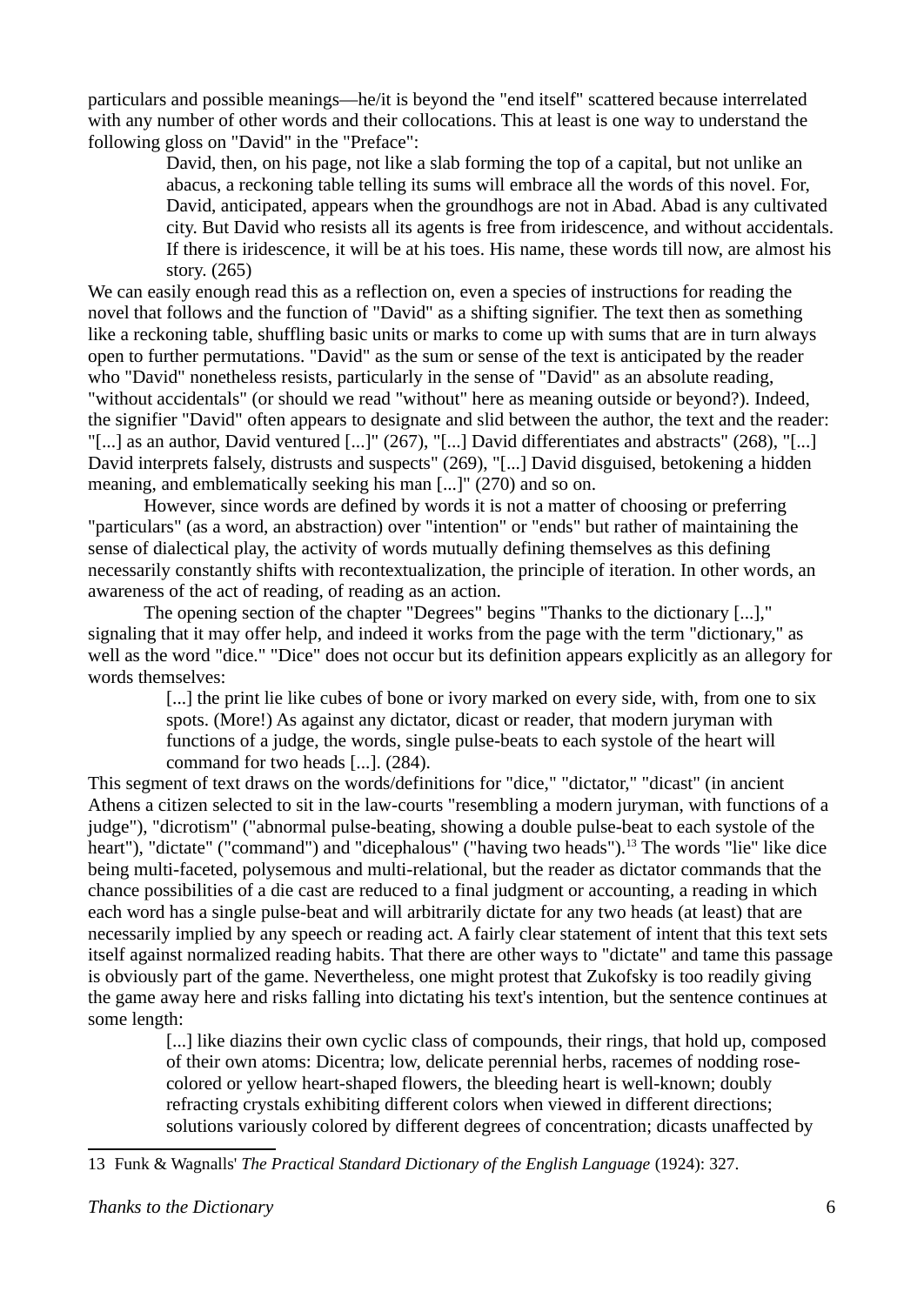particulars and possible meanings—he/it is beyond the "end itself" scattered because interrelated with any number of other words and their collocations. This at least is one way to understand the following gloss on "David" in the "Preface":

> David, then, on his page, not like a slab forming the top of a capital, but not unlike an abacus, a reckoning table telling its sums will embrace all the words of this novel. For, David, anticipated, appears when the groundhogs are not in Abad. Abad is any cultivated city. But David who resists all its agents is free from iridescence, and without accidentals. If there is iridescence, it will be at his toes. His name, these words till now, are almost his story. (265)

We can easily enough read this as a reflection on, even a species of instructions for reading the novel that follows and the function of "David" as a shifting signifier. The text then as something like a reckoning table, shuffling basic units or marks to come up with sums that are in turn always open to further permutations. "David" as the sum or sense of the text is anticipated by the reader who "David" nonetheless resists, particularly in the sense of "David" as an absolute reading, "without accidentals" (or should we read "without" here as meaning outside or beyond?). Indeed, the signifier "David" often appears to designate and slid between the author, the text and the reader: "[...] as an author, David ventured [...]" (267), "[...] David differentiates and abstracts" (268), "[...] David interprets falsely, distrusts and suspects" (269), "[...] David disguised, betokening a hidden meaning, and emblematically seeking his man [...]" (270) and so on.

However, since words are defined by words it is not a matter of choosing or preferring "particulars" (as a word, an abstraction) over "intention" or "ends" but rather of maintaining the sense of dialectical play, the activity of words mutually defining themselves as this defining necessarily constantly shifts with recontextualization, the principle of iteration. In other words, an awareness of the act of reading, of reading as an action.

The opening section of the chapter "Degrees" begins "Thanks to the dictionary [...]," signaling that it may offer help, and indeed it works from the page with the term "dictionary," as well as the word "dice." "Dice" does not occur but its definition appears explicitly as an allegory for words themselves:

> [...] the print lie like cubes of bone or ivory marked on every side, with, from one to six spots. (More!) As against any dictator, dicast or reader, that modern juryman with functions of a judge, the words, single pulse-beats to each systole of the heart will command for two heads [...]. (284).

This segment of text draws on the words/definitions for "dice," "dictator," "dicast" (in ancient Athens a citizen selected to sit in the law-courts "resembling a modern juryman, with functions of a judge"), "dicrotism" ("abnormal pulse-beating, showing a double pulse-beat to each systole of the heart"), "dictate" ("command") and "dicephalous" ("having two heads").[13] The words "lie" like dice being multi-faceted, polysemous and multi-relational, but the reader as dictator commands that the chance possibilities of a die cast are reduced to a final judgment or accounting, a reading in which each word has a single pulse-beat and will arbitrarily dictate for any two heads (at least) that are necessarily implied by any speech or reading act. A fairly clear statement of intent that this text sets itself against normalized reading habits. That there are other ways to "dictate" and tame this passage is obviously part of the game. Nevertheless, one might protest that Zukofsky is too readily giving the game away here and risks falling into dictating his text's intention, but the sentence continues at some length:

> [...] like diazins their own cyclic class of compounds, their rings, that hold up, composed of their own atoms: Dicentra; low, delicate perennial herbs, racemes of nodding rose-colored or yellow heart-shaped flowers, the bleeding heart is well-known; doubly refracting crystals exhibiting different colors when viewed in different directions; solutions variously colored by different degrees of concentration; dicasts unaffected by

---

13 Funk & Wagnalls' *The Practical Standard Dictionary of the English Language* (1924): 327.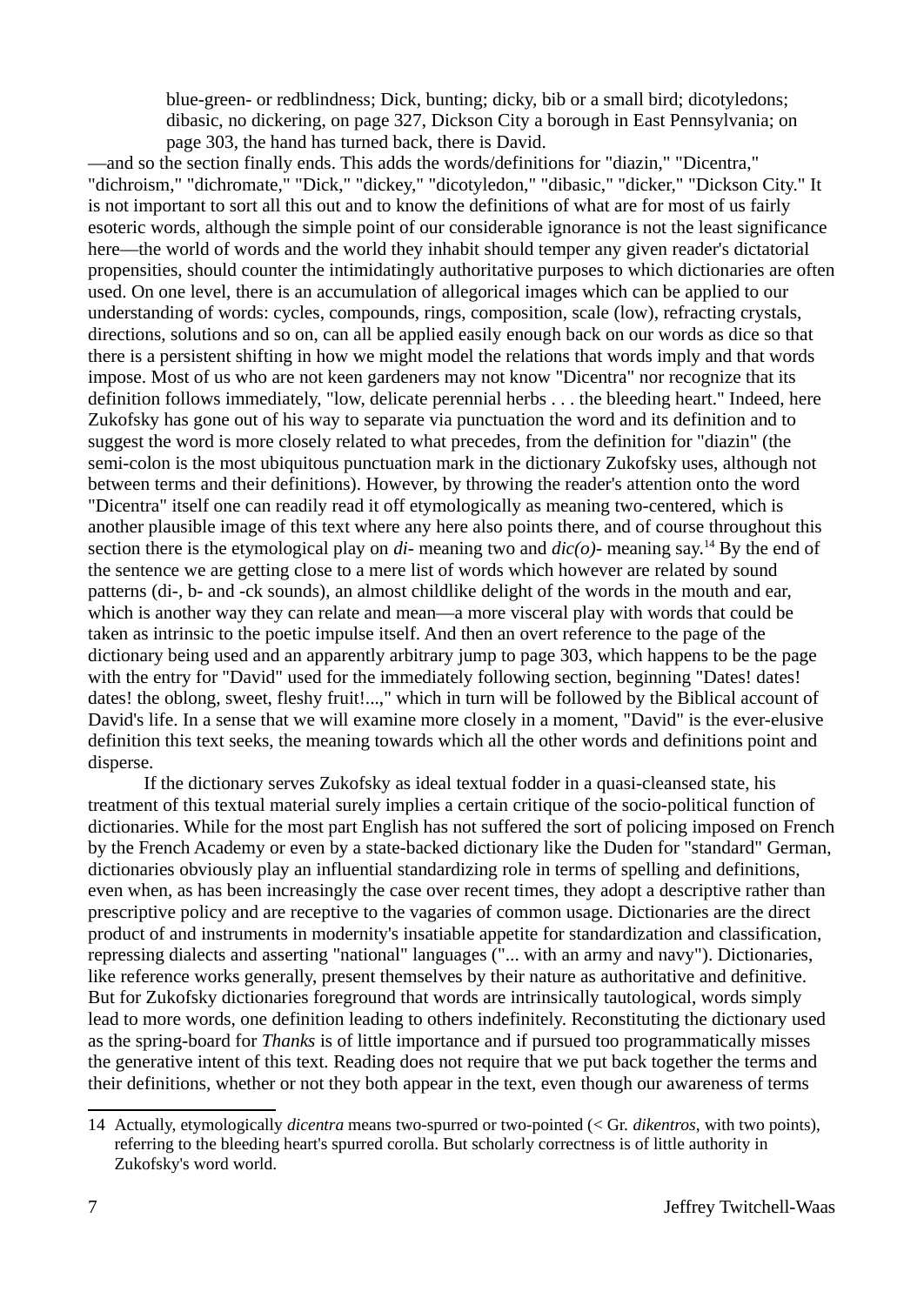> blue-green- or redblindness; Dick, bunting; dicky, bib or a small bird; dicotyledons; dibasic, no dickering, on page 327, Dickson City a borough in East Pennsylvania; on page 303, the hand has turned back, there is David.

—and so the section finally ends. This adds the words/definitions for "diazin," "Dicentra," "dichroism," "dichromate," "Dick," "dickey," "dicotyledon," "dibasic," "dicker," "Dickson City." It is not important to sort all this out and to know the definitions of what are for most of us fairly esoteric words, although the simple point of our considerable ignorance is not the least significance here—the world of words and the world they inhabit should temper any given reader's dictatorial propensities, should counter the intimidatingly authoritative purposes to which dictionaries are often used. On one level, there is an accumulation of allegorical images which can be applied to our understanding of words: cycles, compounds, rings, composition, scale (low), refracting crystals, directions, solutions and so on, can all be applied easily enough back on our words as dice so that there is a persistent shifting in how we might model the relations that words imply and that words impose. Most of us who are not keen gardeners may not know "Dicentra" nor recognize that its definition follows immediately, "low, delicate perennial herbs . . . the bleeding heart." Indeed, here Zukofsky has gone out of his way to separate via punctuation the word and its definition and to suggest the word is more closely related to what precedes, from the definition for "diazin" (the semi-colon is the most ubiquitous punctuation mark in the dictionary Zukofsky uses, although not between terms and their definitions). However, by throwing the reader's attention onto the word "Dicentra" itself one can readily read it off etymologically as meaning two-centered, which is another plausible image of this text where any here also points there, and of course throughout this section there is the etymological play on *di-* meaning two and *dic(o)-* meaning say.[14] By the end of the sentence we are getting close to a mere list of words which however are related by sound patterns (di-, b- and -ck sounds), an almost childlike delight of the words in the mouth and ear, which is another way they can relate and mean—a more visceral play with words that could be taken as intrinsic to the poetic impulse itself. And then an overt reference to the page of the dictionary being used and an apparently arbitrary jump to page 303, which happens to be the page with the entry for "David" used for the immediately following section, beginning "Dates! dates! dates! the oblong, sweet, fleshy fruit!...," which in turn will be followed by the Biblical account of David's life. In a sense that we will examine more closely in a moment, "David" is the ever-elusive definition this text seeks, the meaning towards which all the other words and definitions point and disperse.

If the dictionary serves Zukofsky as ideal textual fodder in a quasi-cleansed state, his treatment of this textual material surely implies a certain critique of the socio-political function of dictionaries. While for the most part English has not suffered the sort of policing imposed on French by the French Academy or even by a state-backed dictionary like the Duden for "standard" German, dictionaries obviously play an influential standardizing role in terms of spelling and definitions, even when, as has been increasingly the case over recent times, they adopt a descriptive rather than prescriptive policy and are receptive to the vagaries of common usage. Dictionaries are the direct product of and instruments in modernity's insatiable appetite for standardization and classification, repressing dialects and asserting "national" languages ("... with an army and navy"). Dictionaries, like reference works generally, present themselves by their nature as authoritative and definitive. But for Zukofsky dictionaries foreground that words are intrinsically tautological, words simply lead to more words, one definition leading to others indefinitely. Reconstituting the dictionary used as the spring-board for *Thanks* is of little importance and if pursued too programmatically misses the generative intent of this text. Reading does not require that we put back together the terms and their definitions, whether or not they both appear in the text, even though our awareness of terms

---

14 Actually, etymologically *dicentra* means two-spurred or two-pointed (< Gr. *dikentros*, with two points), referring to the bleeding heart's spurred corolla. But scholarly correctness is of little authority in Zukofsky's word world.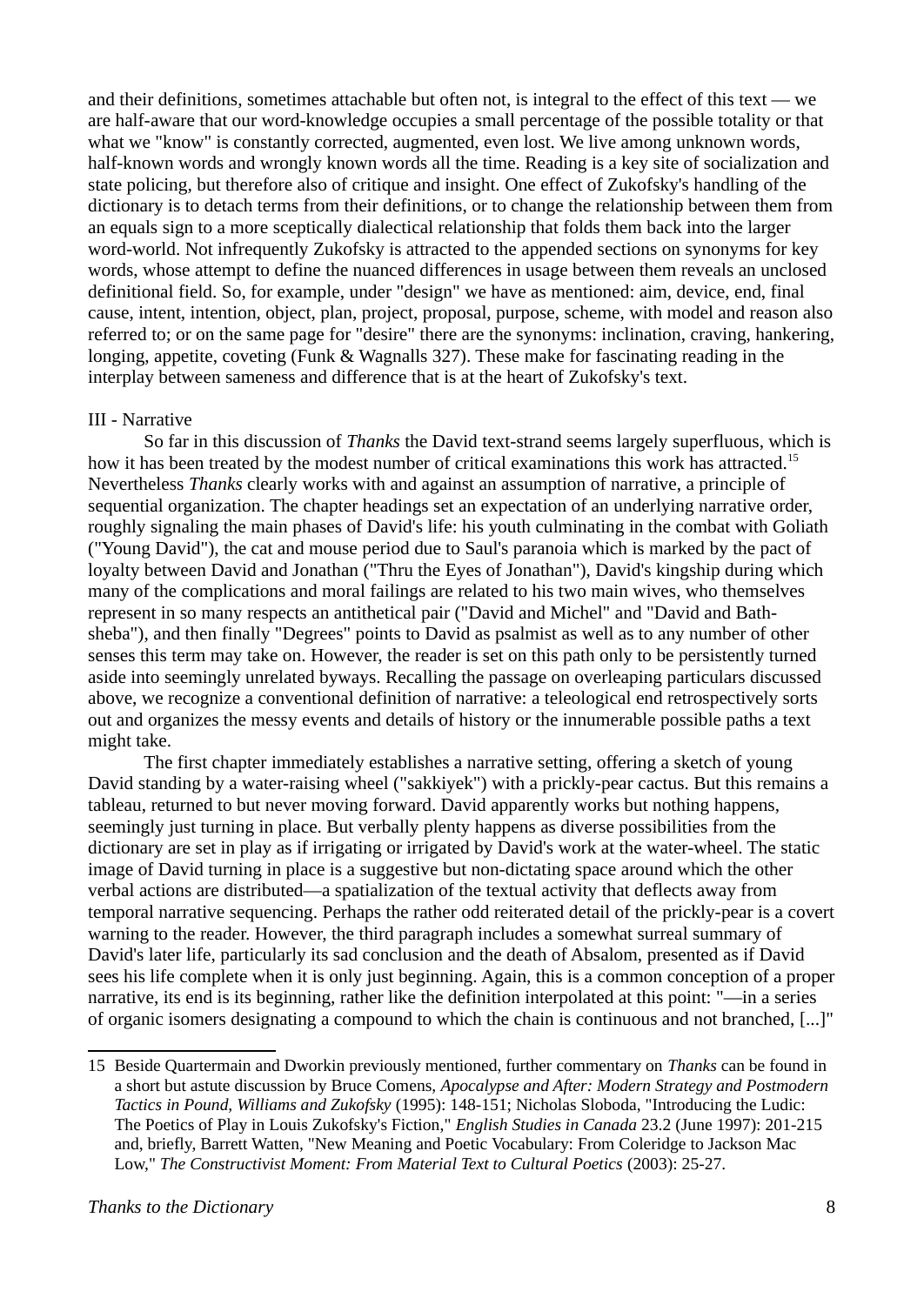and their definitions, sometimes attachable but often not, is integral to the effect of this text — we are half-aware that our word-knowledge occupies a small percentage of the possible totality or that what we "know" is constantly corrected, augmented, even lost. We live among unknown words, half-known words and wrongly known words all the time. Reading is a key site of socialization and state policing, but therefore also of critique and insight. One effect of Zukofsky's handling of the dictionary is to detach terms from their definitions, or to change the relationship between them from an equals sign to a more sceptically dialectical relationship that folds them back into the larger word-world. Not infrequently Zukofsky is attracted to the appended sections on synonyms for key words, whose attempt to define the nuanced differences in usage between them reveals an unclosed definitional field. So, for example, under "design" we have as mentioned: aim, device, end, final cause, intent, intention, object, plan, project, proposal, purpose, scheme, with model and reason also referred to; or on the same page for "desire" there are the synonyms: inclination, craving, hankering, longing, appetite, coveting (Funk & Wagnalls 327). These make for fascinating reading in the interplay between sameness and difference that is at the heart of Zukofsky's text.

III - Narrative

So far in this discussion of *Thanks* the David text-strand seems largely superfluous, which is how it has been treated by the modest number of critical examinations this work has attracted.[15] Nevertheless *Thanks* clearly works with and against an assumption of narrative, a principle of sequential organization. The chapter headings set an expectation of an underlying narrative order, roughly signaling the main phases of David's life: his youth culminating in the combat with Goliath ("Young David"), the cat and mouse period due to Saul's paranoia which is marked by the pact of loyalty between David and Jonathan ("Thru the Eyes of Jonathan"), David's kingship during which many of the complications and moral failings are related to his two main wives, who themselves represent in so many respects an antithetical pair ("David and Michel" and "David and Bath-sheba"), and then finally "Degrees" points to David as psalmist as well as to any number of other senses this term may take on. However, the reader is set on this path only to be persistently turned aside into seemingly unrelated byways. Recalling the passage on overleaping particulars discussed above, we recognize a conventional definition of narrative: a teleological end retrospectively sorts out and organizes the messy events and details of history or the innumerable possible paths a text might take.

The first chapter immediately establishes a narrative setting, offering a sketch of young David standing by a water-raising wheel ("sakkiyek") with a prickly-pear cactus. But this remains a tableau, returned to but never moving forward. David apparently works but nothing happens, seemingly just turning in place. But verbally plenty happens as diverse possibilities from the dictionary are set in play as if irrigating or irrigated by David's work at the water-wheel. The static image of David turning in place is a suggestive but non-dictating space around which the other verbal actions are distributed—a spatialization of the textual activity that deflects away from temporal narrative sequencing. Perhaps the rather odd reiterated detail of the prickly-pear is a covert warning to the reader. However, the third paragraph includes a somewhat surreal summary of David's later life, particularly its sad conclusion and the death of Absalom, presented as if David sees his life complete when it is only just beginning. Again, this is a common conception of a proper narrative, its end is its beginning, rather like the definition interpolated at this point: "—in a series of organic isomers designating a compound to which the chain is continuous and not branched, [...]"

15 Beside Quartermain and Dworkin previously mentioned, further commentary on *Thanks* can be found in a short but astute discussion by Bruce Comens, *Apocalypse and After: Modern Strategy and Postmodern Tactics in Pound, Williams and Zukofsky* (1995): 148-151; Nicholas Sloboda, "Introducing the Ludic: The Poetics of Play in Louis Zukofsky's Fiction," *English Studies in Canada* 23.2 (June 1997): 201-215 and, briefly, Barrett Watten, "New Meaning and Poetic Vocabulary: From Coleridge to Jackson Mac Low," *The Constructivist Moment: From Material Text to Cultural Poetics* (2003): 25-27.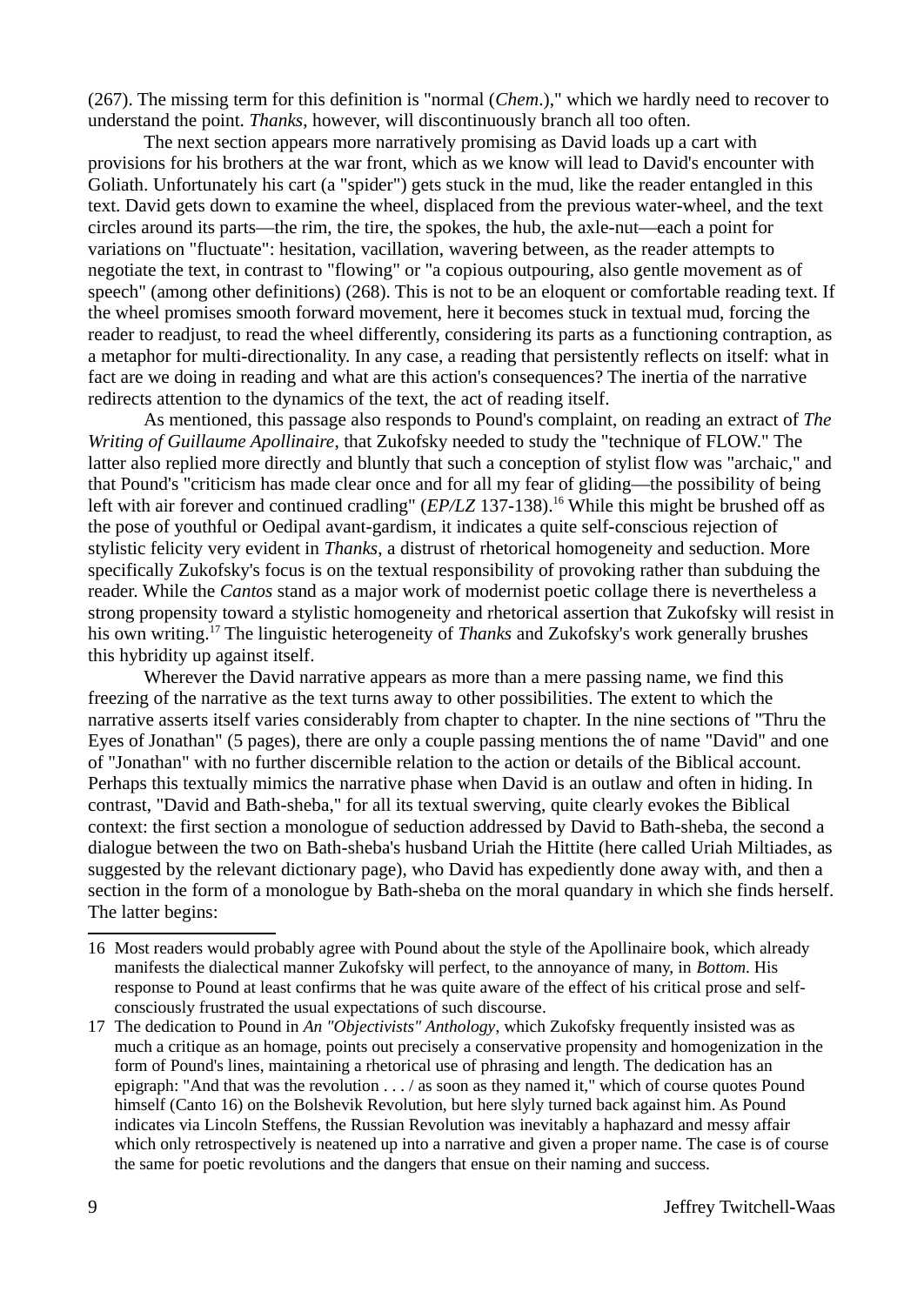(267). The missing term for this definition is "normal (*Chem*.)," which we hardly need to recover to understand the point. *Thanks*, however, will discontinuously branch all too often.

The next section appears more narratively promising as David loads up a cart with provisions for his brothers at the war front, which as we know will lead to David's encounter with Goliath. Unfortunately his cart (a "spider") gets stuck in the mud, like the reader entangled in this text. David gets down to examine the wheel, displaced from the previous water-wheel, and the text circles around its parts—the rim, the tire, the spokes, the hub, the axle-nut—each a point for variations on "fluctuate": hesitation, vacillation, wavering between, as the reader attempts to negotiate the text, in contrast to "flowing" or "a copious outpouring, also gentle movement as of speech" (among other definitions) (268). This is not to be an eloquent or comfortable reading text. If the wheel promises smooth forward movement, here it becomes stuck in textual mud, forcing the reader to readjust, to read the wheel differently, considering its parts as a functioning contraption, as a metaphor for multi-directionality. In any case, a reading that persistently reflects on itself: what in fact are we doing in reading and what are this action's consequences? The inertia of the narrative redirects attention to the dynamics of the text, the act of reading itself.

As mentioned, this passage also responds to Pound's complaint, on reading an extract of *The Writing of Guillaume Apollinaire*, that Zukofsky needed to study the "technique of FLOW." The latter also replied more directly and bluntly that such a conception of stylist flow was "archaic," and that Pound's "criticism has made clear once and for all my fear of gliding—the possibility of being left with air forever and continued cradling" (*EP/LZ* 137-138).[16] While this might be brushed off as the pose of youthful or Oedipal avant-gardism, it indicates a quite self-conscious rejection of stylistic felicity very evident in *Thanks*, a distrust of rhetorical homogeneity and seduction. More specifically Zukofsky's focus is on the textual responsibility of provoking rather than subduing the reader. While the *Cantos* stand as a major work of modernist poetic collage there is nevertheless a strong propensity toward a stylistic homogeneity and rhetorical assertion that Zukofsky will resist in his own writing.[17] The linguistic heterogeneity of *Thanks* and Zukofsky's work generally brushes this hybridity up against itself.

Wherever the David narrative appears as more than a mere passing name, we find this freezing of the narrative as the text turns away to other possibilities. The extent to which the narrative asserts itself varies considerably from chapter to chapter. In the nine sections of "Thru the Eyes of Jonathan" (5 pages), there are only a couple passing mentions the of name "David" and one of "Jonathan" with no further discernible relation to the action or details of the Biblical account. Perhaps this textually mimics the narrative phase when David is an outlaw and often in hiding. In contrast, "David and Bath-sheba," for all its textual swerving, quite clearly evokes the Biblical context: the first section a monologue of seduction addressed by David to Bath-sheba, the second a dialogue between the two on Bath-sheba's husband Uriah the Hittite (here called Uriah Miltiades, as suggested by the relevant dictionary page), who David has expediently done away with, and then a section in the form of a monologue by Bath-sheba on the moral quandary in which she finds herself. The latter begins:

---

16 Most readers would probably agree with Pound about the style of the Apollinaire book, which already manifests the dialectical manner Zukofsky will perfect, to the annoyance of many, in *Bottom*. His response to Pound at least confirms that he was quite aware of the effect of his critical prose and self-consciously frustrated the usual expectations of such discourse.

17 The dedication to Pound in *An "Objectivists" Anthology*, which Zukofsky frequently insisted was as much a critique as an homage, points out precisely a conservative propensity and homogenization in the form of Pound's lines, maintaining a rhetorical use of phrasing and length. The dedication has an epigraph: "And that was the revolution . . . / as soon as they named it," which of course quotes Pound himself (Canto 16) on the Bolshevik Revolution, but here slyly turned back against him. As Pound indicates via Lincoln Steffens, the Russian Revolution was inevitably a haphazard and messy affair which only retrospectively is neatened up into a narrative and given a proper name. The case is of course the same for poetic revolutions and the dangers that ensue on their naming and success.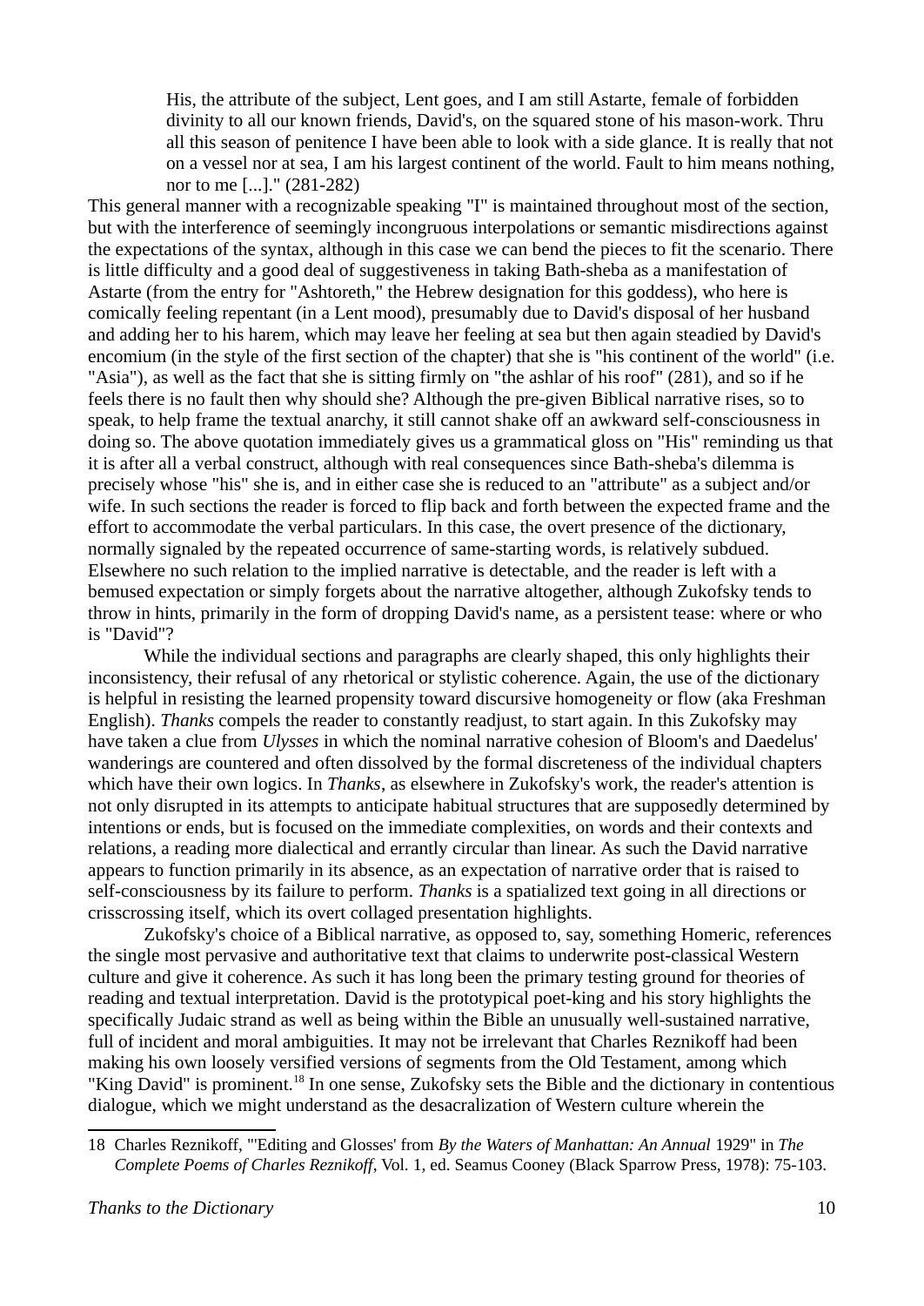> His, the attribute of the subject, Lent goes, and I am still Astarte, female of forbidden divinity to all our known friends, David's, on the squared stone of his mason-work. Thru all this season of penitence I have been able to look with a side glance. It is really that not on a vessel nor at sea, I am his largest continent of the world. Fault to him means nothing, nor to me [...]." (281-282)

This general manner with a recognizable speaking "I" is maintained throughout most of the section, but with the interference of seemingly incongruous interpolations or semantic misdirections against the expectations of the syntax, although in this case we can bend the pieces to fit the scenario. There is little difficulty and a good deal of suggestiveness in taking Bath-sheba as a manifestation of Astarte (from the entry for "Ashtoreth," the Hebrew designation for this goddess), who here is comically feeling repentant (in a Lent mood), presumably due to David's disposal of her husband and adding her to his harem, which may leave her feeling at sea but then again steadied by David's encomium (in the style of the first section of the chapter) that she is "his continent of the world" (i.e. "Asia"), as well as the fact that she is sitting firmly on "the ashlar of his roof" (281), and so if he feels there is no fault then why should she? Although the pre-given Biblical narrative rises, so to speak, to help frame the textual anarchy, it still cannot shake off an awkward self-consciousness in doing so. The above quotation immediately gives us a grammatical gloss on "His" reminding us that it is after all a verbal construct, although with real consequences since Bath-sheba's dilemma is precisely whose "his" she is, and in either case she is reduced to an "attribute" as a subject and/or wife. In such sections the reader is forced to flip back and forth between the expected frame and the effort to accommodate the verbal particulars. In this case, the overt presence of the dictionary, normally signaled by the repeated occurrence of same-starting words, is relatively subdued. Elsewhere no such relation to the implied narrative is detectable, and the reader is left with a bemused expectation or simply forgets about the narrative altogether, although Zukofsky tends to throw in hints, primarily in the form of dropping David's name, as a persistent tease: where or who is "David"?

While the individual sections and paragraphs are clearly shaped, this only highlights their inconsistency, their refusal of any rhetorical or stylistic coherence. Again, the use of the dictionary is helpful in resisting the learned propensity toward discursive homogeneity or flow (aka Freshman English). *Thanks* compels the reader to constantly readjust, to start again. In this Zukofsky may have taken a clue from *Ulysses* in which the nominal narrative cohesion of Bloom's and Daedelus' wanderings are countered and often dissolved by the formal discreteness of the individual chapters which have their own logics. In *Thanks*, as elsewhere in Zukofsky's work, the reader's attention is not only disrupted in its attempts to anticipate habitual structures that are supposedly determined by intentions or ends, but is focused on the immediate complexities, on words and their contexts and relations, a reading more dialectical and errantly circular than linear. As such the David narrative appears to function primarily in its absence, as an expectation of narrative order that is raised to self-consciousness by its failure to perform. *Thanks* is a spatialized text going in all directions or crisscrossing itself, which its overt collaged presentation highlights.

Zukofsky's choice of a Biblical narrative, as opposed to, say, something Homeric, references the single most pervasive and authoritative text that claims to underwrite post-classical Western culture and give it coherence. As such it has long been the primary testing ground for theories of reading and textual interpretation. David is the prototypical poet-king and his story highlights the specifically Judaic strand as well as being within the Bible an unusually well-sustained narrative, full of incident and moral ambiguities. It may not be irrelevant that Charles Reznikoff had been making his own loosely versified versions of segments from the Old Testament, among which "King David" is prominent.[18] In one sense, Zukofsky sets the Bible and the dictionary in contentious dialogue, which we might understand as the desacralization of Western culture wherein the

---

18 Charles Reznikoff, "'Editing and Glosses' from *By the Waters of Manhattan: An Annual* 1929" in *The Complete Poems of Charles Reznikoff*, Vol. 1, ed. Seamus Cooney (Black Sparrow Press, 1978): 75-103.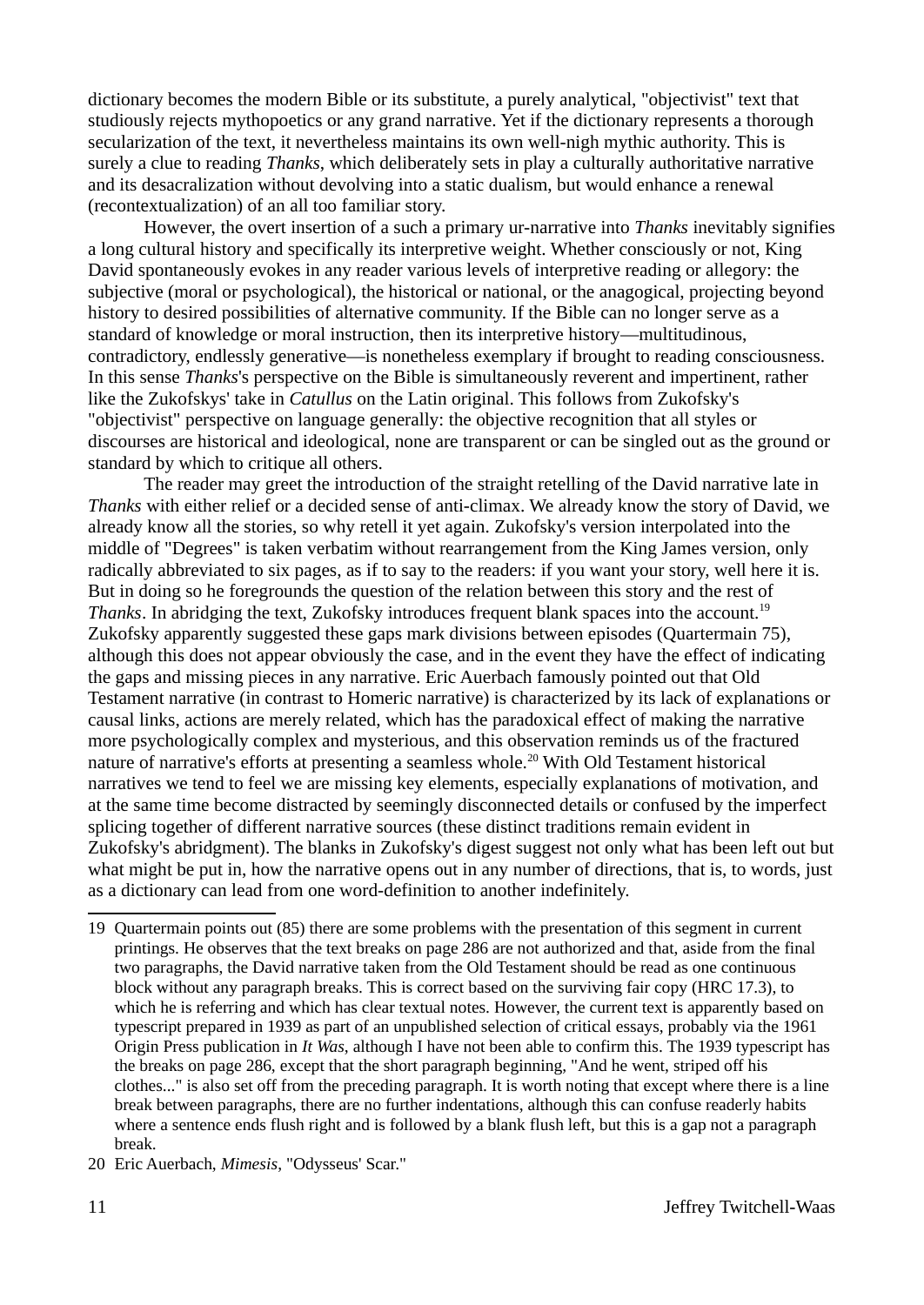dictionary becomes the modern Bible or its substitute, a purely analytical, "objectivist" text that studiously rejects mythopoetics or any grand narrative. Yet if the dictionary represents a thorough secularization of the text, it nevertheless maintains its own well-nigh mythic authority. This is surely a clue to reading *Thanks*, which deliberately sets in play a culturally authoritative narrative and its desacralization without devolving into a static dualism, but would enhance a renewal (recontextualization) of an all too familiar story.

However, the overt insertion of a such a primary ur-narrative into *Thanks* inevitably signifies a long cultural history and specifically its interpretive weight. Whether consciously or not, King David spontaneously evokes in any reader various levels of interpretive reading or allegory: the subjective (moral or psychological), the historical or national, or the anagogical, projecting beyond history to desired possibilities of alternative community. If the Bible can no longer serve as a standard of knowledge or moral instruction, then its interpretive history—multitudinous, contradictory, endlessly generative—is nonetheless exemplary if brought to reading consciousness. In this sense *Thanks*'s perspective on the Bible is simultaneously reverent and impertinent, rather like the Zukofskys' take in *Catullus* on the Latin original. This follows from Zukofsky's "objectivist" perspective on language generally: the objective recognition that all styles or discourses are historical and ideological, none are transparent or can be singled out as the ground or standard by which to critique all others.

The reader may greet the introduction of the straight retelling of the David narrative late in *Thanks* with either relief or a decided sense of anti-climax. We already know the story of David, we already know all the stories, so why retell it yet again. Zukofsky's version interpolated into the middle of "Degrees" is taken verbatim without rearrangement from the King James version, only radically abbreviated to six pages, as if to say to the readers: if you want your story, well here it is. But in doing so he foregrounds the question of the relation between this story and the rest of *Thanks*. In abridging the text, Zukofsky introduces frequent blank spaces into the account.[19] Zukofsky apparently suggested these gaps mark divisions between episodes (Quartermain 75), although this does not appear obviously the case, and in the event they have the effect of indicating the gaps and missing pieces in any narrative. Eric Auerbach famously pointed out that Old Testament narrative (in contrast to Homeric narrative) is characterized by its lack of explanations or causal links, actions are merely related, which has the paradoxical effect of making the narrative more psychologically complex and mysterious, and this observation reminds us of the fractured nature of narrative's efforts at presenting a seamless whole.[20] With Old Testament historical narratives we tend to feel we are missing key elements, especially explanations of motivation, and at the same time become distracted by seemingly disconnected details or confused by the imperfect splicing together of different narrative sources (these distinct traditions remain evident in Zukofsky's abridgment). The blanks in Zukofsky's digest suggest not only what has been left out but what might be put in, how the narrative opens out in any number of directions, that is, to words, just as a dictionary can lead from one word-definition to another indefinitely.

---

19 Quartermain points out (85) there are some problems with the presentation of this segment in current printings. He observes that the text breaks on page 286 are not authorized and that, aside from the final two paragraphs, the David narrative taken from the Old Testament should be read as one continuous block without any paragraph breaks. This is correct based on the surviving fair copy (HRC 17.3), to which he is referring and which has clear textual notes. However, the current text is apparently based on typescript prepared in 1939 as part of an unpublished selection of critical essays, probably via the 1961 Origin Press publication in *It Was*, although I have not been able to confirm this. The 1939 typescript has the breaks on page 286, except that the short paragraph beginning, "And he went, striped off his clothes..." is also set off from the preceding paragraph. It is worth noting that except where there is a line break between paragraphs, there are no further indentations, although this can confuse readerly habits where a sentence ends flush right and is followed by a blank flush left, but this is a gap not a paragraph break.

20 Eric Auerbach, *Mimesis*, "Odysseus' Scar."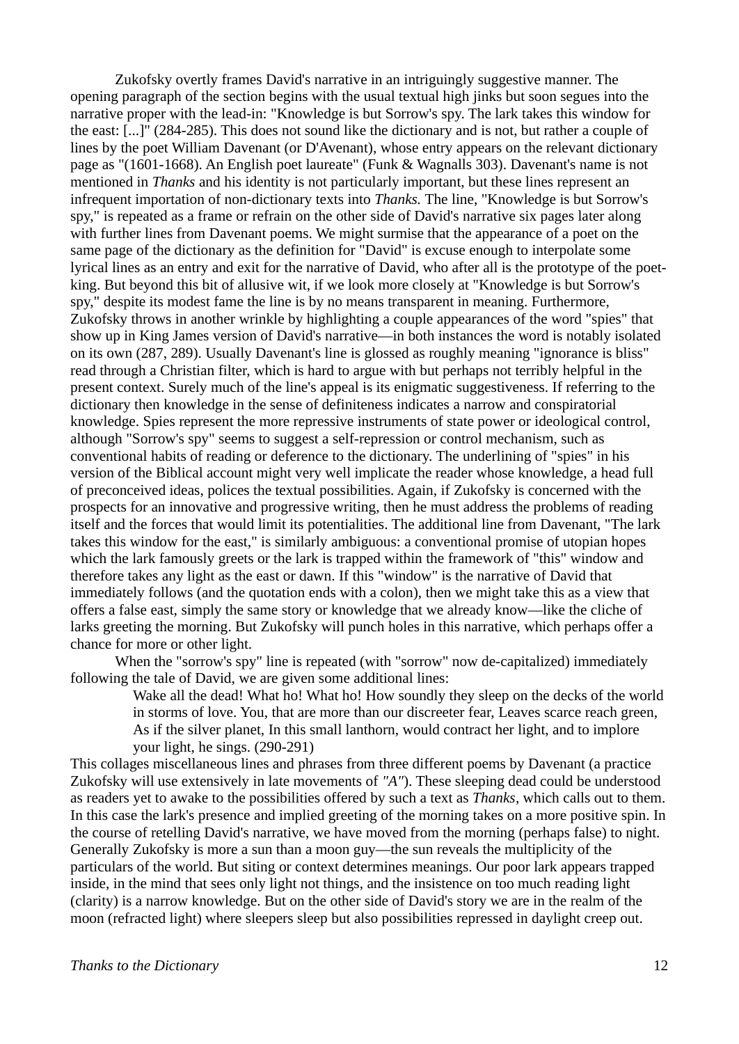Zukofsky overtly frames David's narrative in an intriguingly suggestive manner. The opening paragraph of the section begins with the usual textual high jinks but soon segues into the narrative proper with the lead-in: "Knowledge is but Sorrow's spy. The lark takes this window for the east: [...]" (284-285). This does not sound like the dictionary and is not, but rather a couple of lines by the poet William Davenant (or D'Avenant), whose entry appears on the relevant dictionary page as "(1601-1668). An English poet laureate" (Funk & Wagnalls 303). Davenant's name is not mentioned in *Thanks* and his identity is not particularly important, but these lines represent an infrequent importation of non-dictionary texts into *Thanks.* The line, "Knowledge is but Sorrow's spy," is repeated as a frame or refrain on the other side of David's narrative six pages later along with further lines from Davenant poems. We might surmise that the appearance of a poet on the same page of the dictionary as the definition for "David" is excuse enough to interpolate some lyrical lines as an entry and exit for the narrative of David, who after all is the prototype of the poet-king. But beyond this bit of allusive wit, if we look more closely at "Knowledge is but Sorrow's spy," despite its modest fame the line is by no means transparent in meaning. Furthermore, Zukofsky throws in another wrinkle by highlighting a couple appearances of the word "spies" that show up in King James version of David's narrative—in both instances the word is notably isolated on its own (287, 289). Usually Davenant's line is glossed as roughly meaning "ignorance is bliss" read through a Christian filter, which is hard to argue with but perhaps not terribly helpful in the present context. Surely much of the line's appeal is its enigmatic suggestiveness. If referring to the dictionary then knowledge in the sense of definiteness indicates a narrow and conspiratorial knowledge. Spies represent the more repressive instruments of state power or ideological control, although "Sorrow's spy" seems to suggest a self-repression or control mechanism, such as conventional habits of reading or deference to the dictionary. The underlining of "spies" in his version of the Biblical account might very well implicate the reader whose knowledge, a head full of preconceived ideas, polices the textual possibilities. Again, if Zukofsky is concerned with the prospects for an innovative and progressive writing, then he must address the problems of reading itself and the forces that would limit its potentialities. The additional line from Davenant, "The lark takes this window for the east," is similarly ambiguous: a conventional promise of utopian hopes which the lark famously greets or the lark is trapped within the framework of "this" window and therefore takes any light as the east or dawn. If this "window" is the narrative of David that immediately follows (and the quotation ends with a colon), then we might take this as a view that offers a false east, simply the same story or knowledge that we already know—like the cliche of larks greeting the morning. But Zukofsky will punch holes in this narrative, which perhaps offer a chance for more or other light.

When the "sorrow's spy" line is repeated (with "sorrow" now de-capitalized) immediately following the tale of David, we are given some additional lines:

> Wake all the dead! What ho! What ho! How soundly they sleep on the decks of the world in storms of love. You, that are more than our discreeter fear, Leaves scarce reach green, As if the silver planet, In this small lanthorn, would contract her light, and to implore your light, he sings. (290-291)

This collages miscellaneous lines and phrases from three different poems by Davenant (a practice Zukofsky will use extensively in late movements of *"A"*). These sleeping dead could be understood as readers yet to awake to the possibilities offered by such a text as *Thanks*, which calls out to them. In this case the lark's presence and implied greeting of the morning takes on a more positive spin. In the course of retelling David's narrative, we have moved from the morning (perhaps false) to night. Generally Zukofsky is more a sun than a moon guy—the sun reveals the multiplicity of the particulars of the world. But siting or context determines meanings. Our poor lark appears trapped inside, in the mind that sees only light not things, and the insistence on too much reading light (clarity) is a narrow knowledge. But on the other side of David's story we are in the realm of the moon (refracted light) where sleepers sleep but also possibilities repressed in daylight creep out.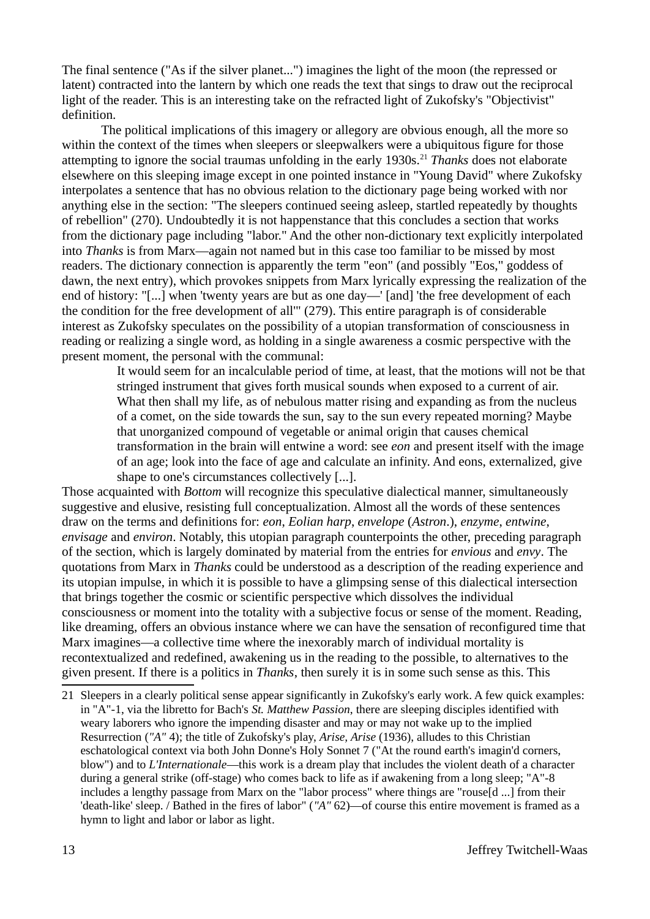The final sentence ("As if the silver planet...") imagines the light of the moon (the repressed or latent) contracted into the lantern by which one reads the text that sings to draw out the reciprocal light of the reader. This is an interesting take on the refracted light of Zukofsky's "Objectivist" definition.

The political implications of this imagery or allegory are obvious enough, all the more so within the context of the times when sleepers or sleepwalkers were a ubiquitous figure for those attempting to ignore the social traumas unfolding in the early 1930s.[21] *Thanks* does not elaborate elsewhere on this sleeping image except in one pointed instance in "Young David" where Zukofsky interpolates a sentence that has no obvious relation to the dictionary page being worked with nor anything else in the section: "The sleepers continued seeing asleep, startled repeatedly by thoughts of rebellion" (270). Undoubtedly it is not happenstance that this concludes a section that works from the dictionary page including "labor." And the other non-dictionary text explicitly interpolated into *Thanks* is from Marx—again not named but in this case too familiar to be missed by most readers. The dictionary connection is apparently the term "eon" (and possibly "Eos," goddess of dawn, the next entry), which provokes snippets from Marx lyrically expressing the realization of the end of history: "[...] when 'twenty years are but as one day—' [and] 'the free development of each the condition for the free development of all'" (279). This entire paragraph is of considerable interest as Zukofsky speculates on the possibility of a utopian transformation of consciousness in reading or realizing a single word, as holding in a single awareness a cosmic perspective with the present moment, the personal with the communal:

> It would seem for an incalculable period of time, at least, that the motions will not be that stringed instrument that gives forth musical sounds when exposed to a current of air. What then shall my life, as of nebulous matter rising and expanding as from the nucleus of a comet, on the side towards the sun, say to the sun every repeated morning? Maybe that unorganized compound of vegetable or animal origin that causes chemical transformation in the brain will entwine a word: see *eon* and present itself with the image of an age; look into the face of age and calculate an infinity. And eons, externalized, give shape to one's circumstances collectively [...].

Those acquainted with *Bottom* will recognize this speculative dialectical manner, simultaneously suggestive and elusive, resisting full conceptualization. Almost all the words of these sentences draw on the terms and definitions for: *eon*, *Eolian harp*, *envelope* (*Astron*.), *enzyme*, *entwine*, *envisage* and *environ*. Notably, this utopian paragraph counterpoints the other, preceding paragraph of the section, which is largely dominated by material from the entries for *envious* and *envy*. The quotations from Marx in *Thanks* could be understood as a description of the reading experience and its utopian impulse, in which it is possible to have a glimpsing sense of this dialectical intersection that brings together the cosmic or scientific perspective which dissolves the individual consciousness or moment into the totality with a subjective focus or sense of the moment. Reading, like dreaming, offers an obvious instance where we can have the sensation of reconfigured time that Marx imagines—a collective time where the inexorably march of individual mortality is recontextualized and redefined, awakening us in the reading to the possible, to alternatives to the given present. If there is a politics in *Thanks*, then surely it is in some such sense as this. This

21 Sleepers in a clearly political sense appear significantly in Zukofsky's early work. A few quick examples: in "A"-1, via the libretto for Bach's *St. Matthew Passion*, there are sleeping disciples identified with weary laborers who ignore the impending disaster and may or may not wake up to the implied Resurrection (*"A"* 4); the title of Zukofsky's play, *Arise, Arise* (1936), alludes to this Christian eschatological context via both John Donne's Holy Sonnet 7 ("At the round earth's imagin'd corners, blow") and to *L'Internationale*—this work is a dream play that includes the violent death of a character during a general strike (off-stage) who comes back to life as if awakening from a long sleep; "A"-8 includes a lengthy passage from Marx on the "labor process" where things are "rouse[d ...] from their 'death-like' sleep. / Bathed in the fires of labor" (*"A"* 62)—of course this entire movement is framed as a hymn to light and labor or labor as light.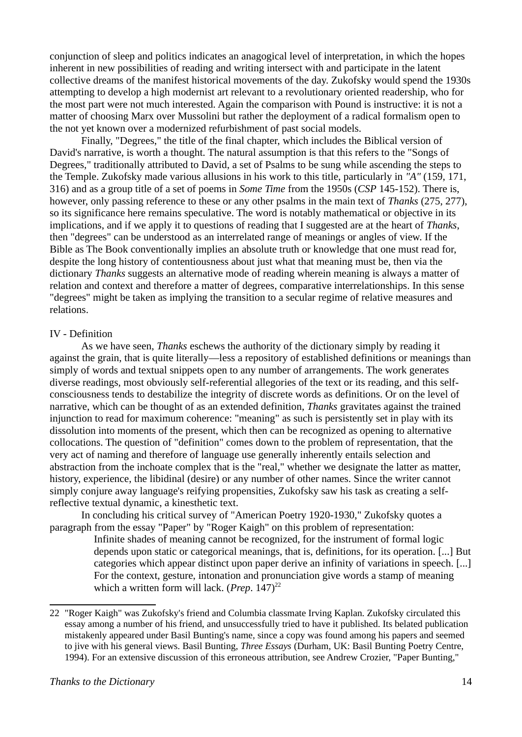conjunction of sleep and politics indicates an anagogical level of interpretation, in which the hopes inherent in new possibilities of reading and writing intersect with and participate in the latent collective dreams of the manifest historical movements of the day. Zukofsky would spend the 1930s attempting to develop a high modernist art relevant to a revolutionary oriented readership, who for the most part were not much interested. Again the comparison with Pound is instructive: it is not a matter of choosing Marx over Mussolini but rather the deployment of a radical formalism open to the not yet known over a modernized refurbishment of past social models.

Finally, "Degrees," the title of the final chapter, which includes the Biblical version of David's narrative, is worth a thought. The natural assumption is that this refers to the "Songs of Degrees," traditionally attributed to David, a set of Psalms to be sung while ascending the steps to the Temple. Zukofsky made various allusions in his work to this title, particularly in *"A"* (159, 171, 316) and as a group title of a set of poems in *Some Time* from the 1950s (*CSP* 145-152). There is, however, only passing reference to these or any other psalms in the main text of *Thanks* (275, 277), so its significance here remains speculative. The word is notably mathematical or objective in its implications, and if we apply it to questions of reading that I suggested are at the heart of *Thanks*, then "degrees" can be understood as an interrelated range of meanings or angles of view. If the Bible as The Book conventionally implies an absolute truth or knowledge that one must read for, despite the long history of contentiousness about just what that meaning must be, then via the dictionary *Thanks* suggests an alternative mode of reading wherein meaning is always a matter of relation and context and therefore a matter of degrees, comparative interrelationships. In this sense "degrees" might be taken as implying the transition to a secular regime of relative measures and relations.

## IV - Definition

As we have seen, *Thanks* eschews the authority of the dictionary simply by reading it against the grain, that is quite literally—less a repository of established definitions or meanings than simply of words and textual snippets open to any number of arrangements. The work generates diverse readings, most obviously self-referential allegories of the text or its reading, and this self-consciousness tends to destabilize the integrity of discrete words as definitions. Or on the level of narrative, which can be thought of as an extended definition, *Thanks* gravitates against the trained injunction to read for maximum coherence: "meaning" as such is persistently set in play with its dissolution into moments of the present, which then can be recognized as opening to alternative collocations. The question of "definition" comes down to the problem of representation, that the very act of naming and therefore of language use generally inherently entails selection and abstraction from the inchoate complex that is the "real," whether we designate the latter as matter, history, experience, the libidinal (desire) or any number of other names. Since the writer cannot simply conjure away language's reifying propensities, Zukofsky saw his task as creating a self-reflective textual dynamic, a kinesthetic text.

In concluding his critical survey of "American Poetry 1920-1930," Zukofsky quotes a paragraph from the essay "Paper" by "Roger Kaigh" on this problem of representation:

> Infinite shades of meaning cannot be recognized, for the instrument of formal logic depends upon static or categorical meanings, that is, definitions, for its operation. [...] But categories which appear distinct upon paper derive an infinity of variations in speech. [...] For the context, gesture, intonation and pronunciation give words a stamp of meaning which a written form will lack. (*Prep*. 147)[22]

22 "Roger Kaigh" was Zukofsky's friend and Columbia classmate Irving Kaplan. Zukofsky circulated this essay among a number of his friend, and unsuccessfully tried to have it published. Its belated publication mistakenly appeared under Basil Bunting's name, since a copy was found among his papers and seemed to jive with his general views. Basil Bunting, *Three Essays* (Durham, UK: Basil Bunting Poetry Centre, 1994). For an extensive discussion of this erroneous attribution, see Andrew Crozier, "Paper Bunting,"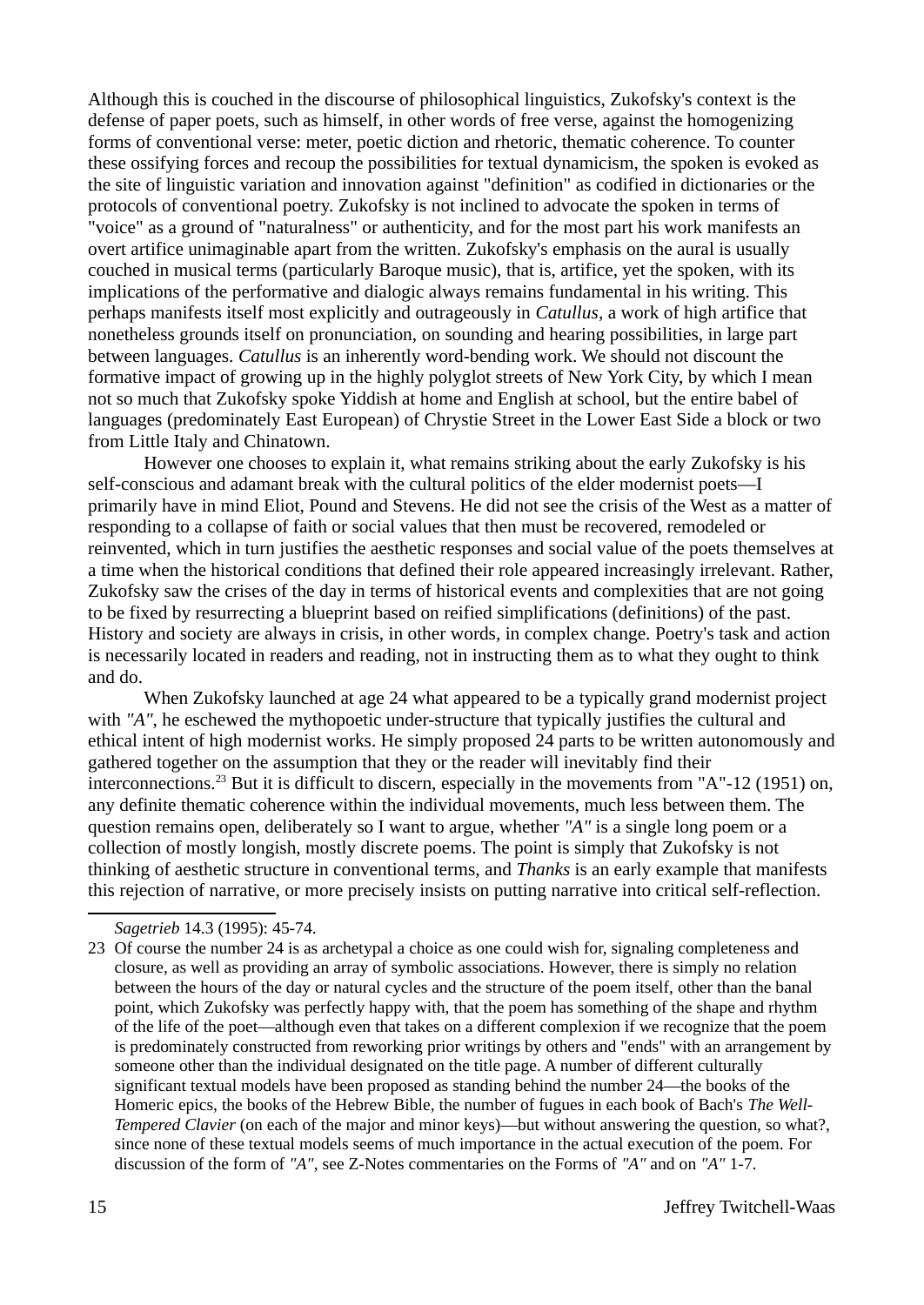Although this is couched in the discourse of philosophical linguistics, Zukofsky's context is the defense of paper poets, such as himself, in other words of free verse, against the homogenizing forms of conventional verse: meter, poetic diction and rhetoric, thematic coherence. To counter these ossifying forces and recoup the possibilities for textual dynamicism, the spoken is evoked as the site of linguistic variation and innovation against "definition" as codified in dictionaries or the protocols of conventional poetry. Zukofsky is not inclined to advocate the spoken in terms of "voice" as a ground of "naturalness" or authenticity, and for the most part his work manifests an overt artifice unimaginable apart from the written. Zukofsky's emphasis on the aural is usually couched in musical terms (particularly Baroque music), that is, artifice, yet the spoken, with its implications of the performative and dialogic always remains fundamental in his writing. This perhaps manifests itself most explicitly and outrageously in *Catullus*, a work of high artifice that nonetheless grounds itself on pronunciation, on sounding and hearing possibilities, in large part between languages. *Catullus* is an inherently word-bending work. We should not discount the formative impact of growing up in the highly polyglot streets of New York City, by which I mean not so much that Zukofsky spoke Yiddish at home and English at school, but the entire babel of languages (predominately East European) of Chrystie Street in the Lower East Side a block or two from Little Italy and Chinatown.

However one chooses to explain it, what remains striking about the early Zukofsky is his self-conscious and adamant break with the cultural politics of the elder modernist poets—I primarily have in mind Eliot, Pound and Stevens. He did not see the crisis of the West as a matter of responding to a collapse of faith or social values that then must be recovered, remodeled or reinvented, which in turn justifies the aesthetic responses and social value of the poets themselves at a time when the historical conditions that defined their role appeared increasingly irrelevant. Rather, Zukofsky saw the crises of the day in terms of historical events and complexities that are not going to be fixed by resurrecting a blueprint based on reified simplifications (definitions) of the past. History and society are always in crisis, in other words, in complex change. Poetry's task and action is necessarily located in readers and reading, not in instructing them as to what they ought to think and do.

When Zukofsky launched at age 24 what appeared to be a typically grand modernist project with *"A"*, he eschewed the mythopoetic under-structure that typically justifies the cultural and ethical intent of high modernist works. He simply proposed 24 parts to be written autonomously and gathered together on the assumption that they or the reader will inevitably find their interconnections.[23] But it is difficult to discern, especially in the movements from "A"-12 (1951) on, any definite thematic coherence within the individual movements, much less between them. The question remains open, deliberately so I want to argue, whether *"A"* is a single long poem or a collection of mostly longish, mostly discrete poems. The point is simply that Zukofsky is not thinking of aesthetic structure in conventional terms, and *Thanks* is an early example that manifests this rejection of narrative, or more precisely insists on putting narrative into critical self-reflection.

---

*Sagetrieb* 14.3 (1995): 45-74.

23 Of course the number 24 is as archetypal a choice as one could wish for, signaling completeness and closure, as well as providing an array of symbolic associations. However, there is simply no relation between the hours of the day or natural cycles and the structure of the poem itself, other than the banal point, which Zukofsky was perfectly happy with, that the poem has something of the shape and rhythm of the life of the poet—although even that takes on a different complexion if we recognize that the poem is predominately constructed from reworking prior writings by others and "ends" with an arrangement by someone other than the individual designated on the title page. A number of different culturally significant textual models have been proposed as standing behind the number 24—the books of the Homeric epics, the books of the Hebrew Bible, the number of fugues in each book of Bach's *The Well-Tempered Clavier* (on each of the major and minor keys)—but without answering the question, so what?, since none of these textual models seems of much importance in the actual execution of the poem. For discussion of the form of *"A"*, see Z-Notes commentaries on the Forms of *"A"* and on *"A"* 1-7.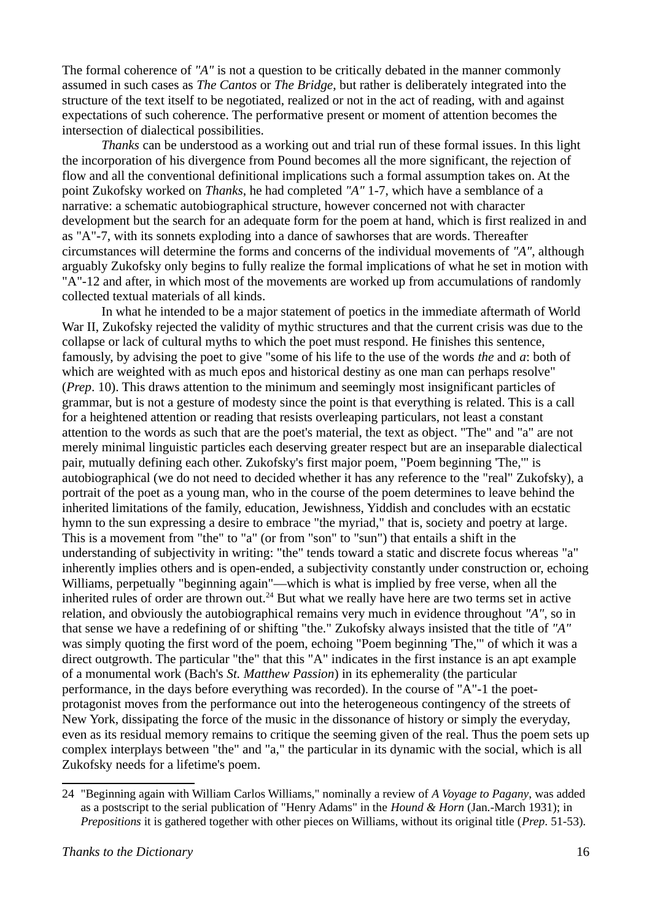The formal coherence of *"A"* is not a question to be critically debated in the manner commonly assumed in such cases as *The Cantos* or *The Bridge*, but rather is deliberately integrated into the structure of the text itself to be negotiated, realized or not in the act of reading, with and against expectations of such coherence. The performative present or moment of attention becomes the intersection of dialectical possibilities.

*Thanks* can be understood as a working out and trial run of these formal issues. In this light the incorporation of his divergence from Pound becomes all the more significant, the rejection of flow and all the conventional definitional implications such a formal assumption takes on. At the point Zukofsky worked on *Thanks*, he had completed *"A"* 1-7, which have a semblance of a narrative: a schematic autobiographical structure, however concerned not with character development but the search for an adequate form for the poem at hand, which is first realized in and as "A"-7, with its sonnets exploding into a dance of sawhorses that are words. Thereafter circumstances will determine the forms and concerns of the individual movements of *"A"*, although arguably Zukofsky only begins to fully realize the formal implications of what he set in motion with "A"-12 and after, in which most of the movements are worked up from accumulations of randomly collected textual materials of all kinds.

In what he intended to be a major statement of poetics in the immediate aftermath of World War II, Zukofsky rejected the validity of mythic structures and that the current crisis was due to the collapse or lack of cultural myths to which the poet must respond. He finishes this sentence, famously, by advising the poet to give "some of his life to the use of the words *the* and *a*: both of which are weighted with as much epos and historical destiny as one man can perhaps resolve" (*Prep*. 10). This draws attention to the minimum and seemingly most insignificant particles of grammar, but is not a gesture of modesty since the point is that everything is related. This is a call for a heightened attention or reading that resists overleaping particulars, not least a constant attention to the words as such that are the poet's material, the text as object. "The" and "a" are not merely minimal linguistic particles each deserving greater respect but are an inseparable dialectical pair, mutually defining each other. Zukofsky's first major poem, "Poem beginning 'The,'" is autobiographical (we do not need to decided whether it has any reference to the "real" Zukofsky), a portrait of the poet as a young man, who in the course of the poem determines to leave behind the inherited limitations of the family, education, Jewishness, Yiddish and concludes with an ecstatic hymn to the sun expressing a desire to embrace "the myriad," that is, society and poetry at large. This is a movement from "the" to "a" (or from "son" to "sun") that entails a shift in the understanding of subjectivity in writing: "the" tends toward a static and discrete focus whereas "a" inherently implies others and is open-ended, a subjectivity constantly under construction or, echoing Williams, perpetually "beginning again"—which is what is implied by free verse, when all the inherited rules of order are thrown out.[24] But what we really have here are two terms set in active relation, and obviously the autobiographical remains very much in evidence throughout *"A"*, so in that sense we have a redefining of or shifting "the." Zukofsky always insisted that the title of *"A"* was simply quoting the first word of the poem, echoing "Poem beginning 'The,'" of which it was a direct outgrowth. The particular "the" that this "A" indicates in the first instance is an apt example of a monumental work (Bach's *St. Matthew Passion*) in its ephemerality (the particular performance, in the days before everything was recorded). In the course of "A"-1 the poet-protagonist moves from the performance out into the heterogeneous contingency of the streets of New York, dissipating the force of the music in the dissonance of history or simply the everyday, even as its residual memory remains to critique the seeming given of the real. Thus the poem sets up complex interplays between "the" and "a," the particular in its dynamic with the social, which is all Zukofsky needs for a lifetime's poem.

---

24 "Beginning again with William Carlos Williams," nominally a review of *A Voyage to Pagany*, was added as a postscript to the serial publication of "Henry Adams" in the *Hound & Horn* (Jan.-March 1931); in *Prepositions* it is gathered together with other pieces on Williams, without its original title (*Prep*. 51-53).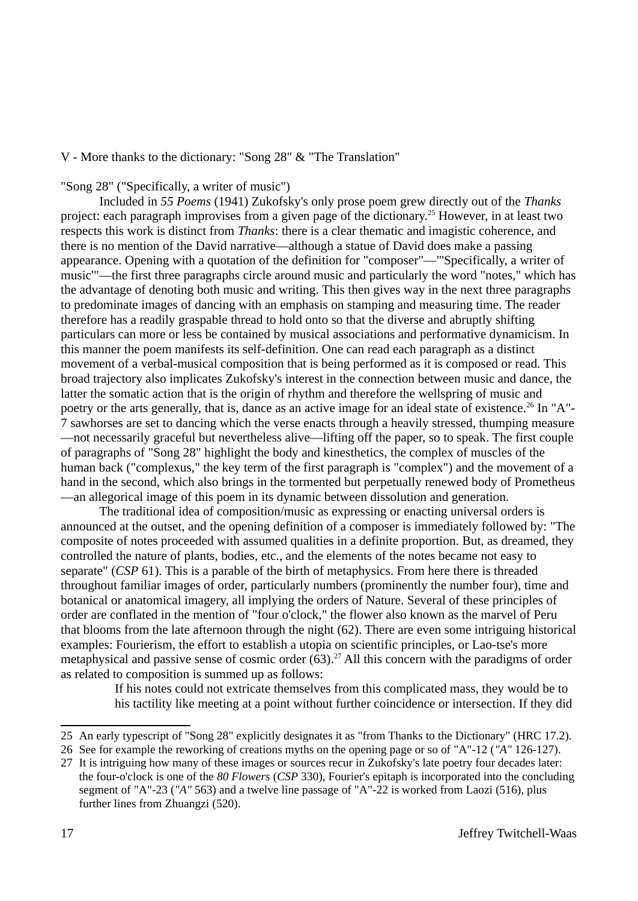## V - More thanks to the dictionary: "Song 28" & "The Translation"

"Song 28" ("Specifically, a writer of music")

Included in *55 Poems* (1941) Zukofsky's only prose poem grew directly out of the *Thanks* project: each paragraph improvises from a given page of the dictionary.[25] However, in at least two respects this work is distinct from *Thanks*: there is a clear thematic and imagistic coherence, and there is no mention of the David narrative—although a statue of David does make a passing appearance. Opening with a quotation of the definition for "composer"—"'Specifically, a writer of music'"—the first three paragraphs circle around music and particularly the word "notes," which has the advantage of denoting both music and writing. This then gives way in the next three paragraphs to predominate images of dancing with an emphasis on stamping and measuring time. The reader therefore has a readily graspable thread to hold onto so that the diverse and abruptly shifting particulars can more or less be contained by musical associations and performative dynamicism. In this manner the poem manifests its self-definition. One can read each paragraph as a distinct movement of a verbal-musical composition that is being performed as it is composed or read. This broad trajectory also implicates Zukofsky's interest in the connection between music and dance, the latter the somatic action that is the origin of rhythm and therefore the wellspring of music and poetry or the arts generally, that is, dance as an active image for an ideal state of existence.[26] In "A"-7 sawhorses are set to dancing which the verse enacts through a heavily stressed, thumping measure—not necessarily graceful but nevertheless alive—lifting off the paper, so to speak. The first couple of paragraphs of "Song 28" highlight the body and kinesthetics, the complex of muscles of the human back ("complexus," the key term of the first paragraph is "complex") and the movement of a hand in the second, which also brings in the tormented but perpetually renewed body of Prometheus—an allegorical image of this poem in its dynamic between dissolution and generation.

The traditional idea of composition/music as expressing or enacting universal orders is announced at the outset, and the opening definition of a composer is immediately followed by: "The composite of notes proceeded with assumed qualities in a definite proportion. But, as dreamed, they controlled the nature of plants, bodies, etc., and the elements of the notes became not easy to separate" (*CSP* 61). This is a parable of the birth of metaphysics. From here there is threaded throughout familiar images of order, particularly numbers (prominently the number four), time and botanical or anatomical imagery, all implying the orders of Nature. Several of these principles of order are conflated in the mention of "four o'clock," the flower also known as the marvel of Peru that blooms from the late afternoon through the night (62). There are even some intriguing historical examples: Fourierism, the effort to establish a utopia on scientific principles, or Lao-tse's more metaphysical and passive sense of cosmic order (63).[27] All this concern with the paradigms of order as related to composition is summed up as follows:

> If his notes could not extricate themselves from this complicated mass, they would be to his tactility like meeting at a point without further coincidence or intersection. If they did

---

25 An early typescript of "Song 28" explicitly designates it as "from Thanks to the Dictionary" (HRC 17.2).

26 See for example the reworking of creations myths on the opening page or so of "A"-12 (*"A"* 126-127).

27 It is intriguing how many of these images or sources recur in Zukofsky's late poetry four decades later: the four-o'clock is one of the *80 Flowers* (*CSP* 330), Fourier's epitaph is incorporated into the concluding segment of "A"-23 (*"A"* 563) and a twelve line passage of "A"-22 is worked from Laozi (516), plus further lines from Zhuangzi (520).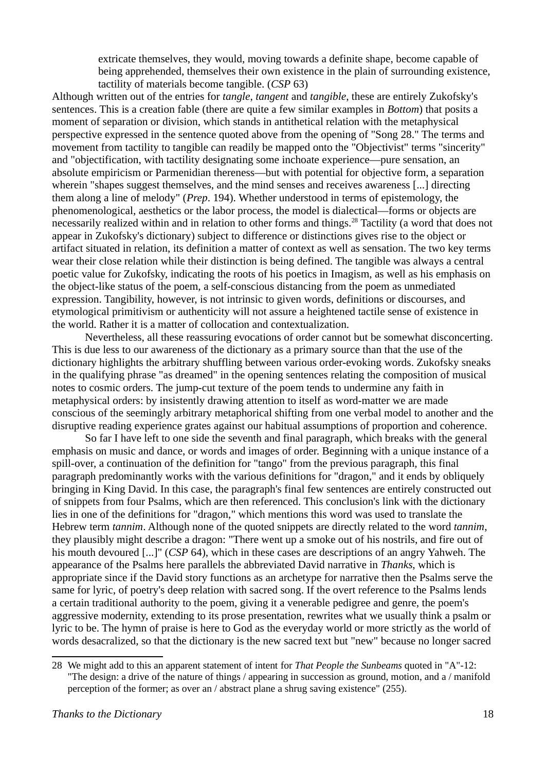> extricate themselves, they would, moving towards a definite shape, become capable of being apprehended, themselves their own existence in the plain of surrounding existence, tactility of materials become tangible. (*CSP* 63)

Although written out of the entries for *tangle*, *tangent* and *tangible*, these are entirely Zukofsky's sentences. This is a creation fable (there are quite a few similar examples in *Bottom*) that posits a moment of separation or division, which stands in antithetical relation with the metaphysical perspective expressed in the sentence quoted above from the opening of "Song 28." The terms and movement from tactility to tangible can readily be mapped onto the "Objectivist" terms "sincerity" and "objectification, with tactility designating some inchoate experience—pure sensation, an absolute empiricism or Parmenidian thereness—but with potential for objective form, a separation wherein "shapes suggest themselves, and the mind senses and receives awareness [...] directing them along a line of melody" (*Prep*. 194). Whether understood in terms of epistemology, the phenomenological, aesthetics or the labor process, the model is dialectical—forms or objects are necessarily realized within and in relation to other forms and things.[28] Tactility (a word that does not appear in Zukofsky's dictionary) subject to difference or distinctions gives rise to the object or artifact situated in relation, its definition a matter of context as well as sensation. The two key terms wear their close relation while their distinction is being defined. The tangible was always a central poetic value for Zukofsky, indicating the roots of his poetics in Imagism, as well as his emphasis on the object-like status of the poem, a self-conscious distancing from the poem as unmediated expression. Tangibility, however, is not intrinsic to given words, definitions or discourses, and etymological primitivism or authenticity will not assure a heightened tactile sense of existence in the world. Rather it is a matter of collocation and contextualization.

Nevertheless, all these reassuring evocations of order cannot but be somewhat disconcerting. This is due less to our awareness of the dictionary as a primary source than that the use of the dictionary highlights the arbitrary shuffling between various order-evoking words. Zukofsky sneaks in the qualifying phrase "as dreamed" in the opening sentences relating the composition of musical notes to cosmic orders. The jump-cut texture of the poem tends to undermine any faith in metaphysical orders: by insistently drawing attention to itself as word-matter we are made conscious of the seemingly arbitrary metaphorical shifting from one verbal model to another and the disruptive reading experience grates against our habitual assumptions of proportion and coherence.

So far I have left to one side the seventh and final paragraph, which breaks with the general emphasis on music and dance, or words and images of order. Beginning with a unique instance of a spill-over, a continuation of the definition for "tango" from the previous paragraph, this final paragraph predominantly works with the various definitions for "dragon," and it ends by obliquely bringing in King David. In this case, the paragraph's final few sentences are entirely constructed out of snippets from four Psalms, which are then referenced. This conclusion's link with the dictionary lies in one of the definitions for "dragon," which mentions this word was used to translate the Hebrew term *tannim*. Although none of the quoted snippets are directly related to the word *tannim*, they plausibly might describe a dragon: "There went up a smoke out of his nostrils, and fire out of his mouth devoured [...]" (*CSP* 64), which in these cases are descriptions of an angry Yahweh. The appearance of the Psalms here parallels the abbreviated David narrative in *Thanks*, which is appropriate since if the David story functions as an archetype for narrative then the Psalms serve the same for lyric, of poetry's deep relation with sacred song. If the overt reference to the Psalms lends a certain traditional authority to the poem, giving it a venerable pedigree and genre, the poem's aggressive modernity, extending to its prose presentation, rewrites what we usually think a psalm or lyric to be. The hymn of praise is here to God as the everyday world or more strictly as the world of words desacralized, so that the dictionary is the new sacred text but "new" because no longer sacred

---

28 We might add to this an apparent statement of intent for *That People the Sunbeams* quoted in "A"-12: "The design: a drive of the nature of things / appearing in succession as ground, motion, and a / manifold perception of the former; as over an / abstract plane a shrug saving existence" (255).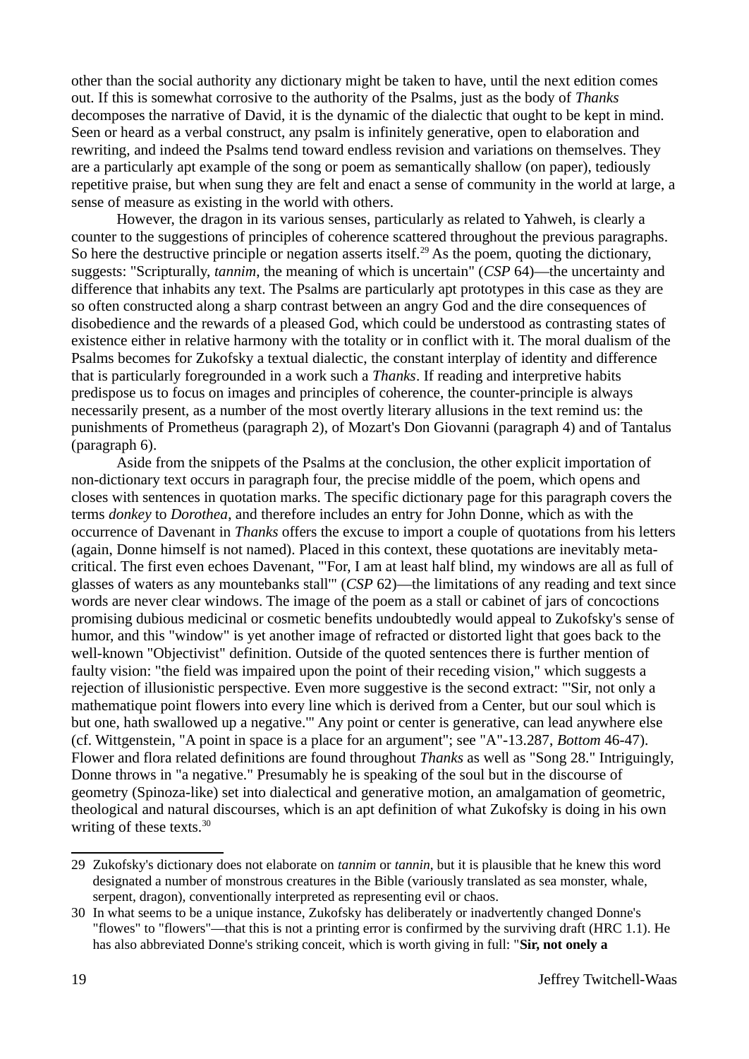other than the social authority any dictionary might be taken to have, until the next edition comes out. If this is somewhat corrosive to the authority of the Psalms, just as the body of *Thanks* decomposes the narrative of David, it is the dynamic of the dialectic that ought to be kept in mind. Seen or heard as a verbal construct, any psalm is infinitely generative, open to elaboration and rewriting, and indeed the Psalms tend toward endless revision and variations on themselves. They are a particularly apt example of the song or poem as semantically shallow (on paper), tediously repetitive praise, but when sung they are felt and enact a sense of community in the world at large, a sense of measure as existing in the world with others.

However, the dragon in its various senses, particularly as related to Yahweh, is clearly a counter to the suggestions of principles of coherence scattered throughout the previous paragraphs. So here the destructive principle or negation asserts itself.[29] As the poem, quoting the dictionary, suggests: "Scripturally, *tannim*, the meaning of which is uncertain" (*CSP* 64)—the uncertainty and difference that inhabits any text. The Psalms are particularly apt prototypes in this case as they are so often constructed along a sharp contrast between an angry God and the dire consequences of disobedience and the rewards of a pleased God, which could be understood as contrasting states of existence either in relative harmony with the totality or in conflict with it. The moral dualism of the Psalms becomes for Zukofsky a textual dialectic, the constant interplay of identity and difference that is particularly foregrounded in a work such a *Thanks*. If reading and interpretive habits predispose us to focus on images and principles of coherence, the counter-principle is always necessarily present, as a number of the most overtly literary allusions in the text remind us: the punishments of Prometheus (paragraph 2), of Mozart's Don Giovanni (paragraph 4) and of Tantalus (paragraph 6).

Aside from the snippets of the Psalms at the conclusion, the other explicit importation of non-dictionary text occurs in paragraph four, the precise middle of the poem, which opens and closes with sentences in quotation marks. The specific dictionary page for this paragraph covers the terms *donkey* to *Dorothea*, and therefore includes an entry for John Donne, which as with the occurrence of Davenant in *Thanks* offers the excuse to import a couple of quotations from his letters (again, Donne himself is not named). Placed in this context, these quotations are inevitably meta-critical. The first even echoes Davenant, "'For, I am at least half blind, my windows are all as full of glasses of waters as any mountebanks stall'" (*CSP* 62)—the limitations of any reading and text since words are never clear windows. The image of the poem as a stall or cabinet of jars of concoctions promising dubious medicinal or cosmetic benefits undoubtedly would appeal to Zukofsky's sense of humor, and this "window" is yet another image of refracted or distorted light that goes back to the well-known "Objectivist" definition. Outside of the quoted sentences there is further mention of faulty vision: "the field was impaired upon the point of their receding vision," which suggests a rejection of illusionistic perspective. Even more suggestive is the second extract: "'Sir, not only a mathematique point flowers into every line which is derived from a Center, but our soul which is but one, hath swallowed up a negative.'" Any point or center is generative, can lead anywhere else (cf. Wittgenstein, "A point in space is a place for an argument"; see "A"-13.287, *Bottom* 46-47). Flower and flora related definitions are found throughout *Thanks* as well as "Song 28." Intriguingly, Donne throws in "a negative." Presumably he is speaking of the soul but in the discourse of geometry (Spinoza-like) set into dialectical and generative motion, an amalgamation of geometric, theological and natural discourses, which is an apt definition of what Zukofsky is doing in his own writing of these texts.[30]

---

29 Zukofsky's dictionary does not elaborate on *tannim* or *tannin*, but it is plausible that he knew this word designated a number of monstrous creatures in the Bible (variously translated as sea monster, whale, serpent, dragon), conventionally interpreted as representing evil or chaos.

30 In what seems to be a unique instance, Zukofsky has deliberately or inadvertently changed Donne's "flowes" to "flowers"—that this is not a printing error is confirmed by the surviving draft (HRC 1.1). He has also abbreviated Donne's striking conceit, which is worth giving in full: "**Sir, not onely a**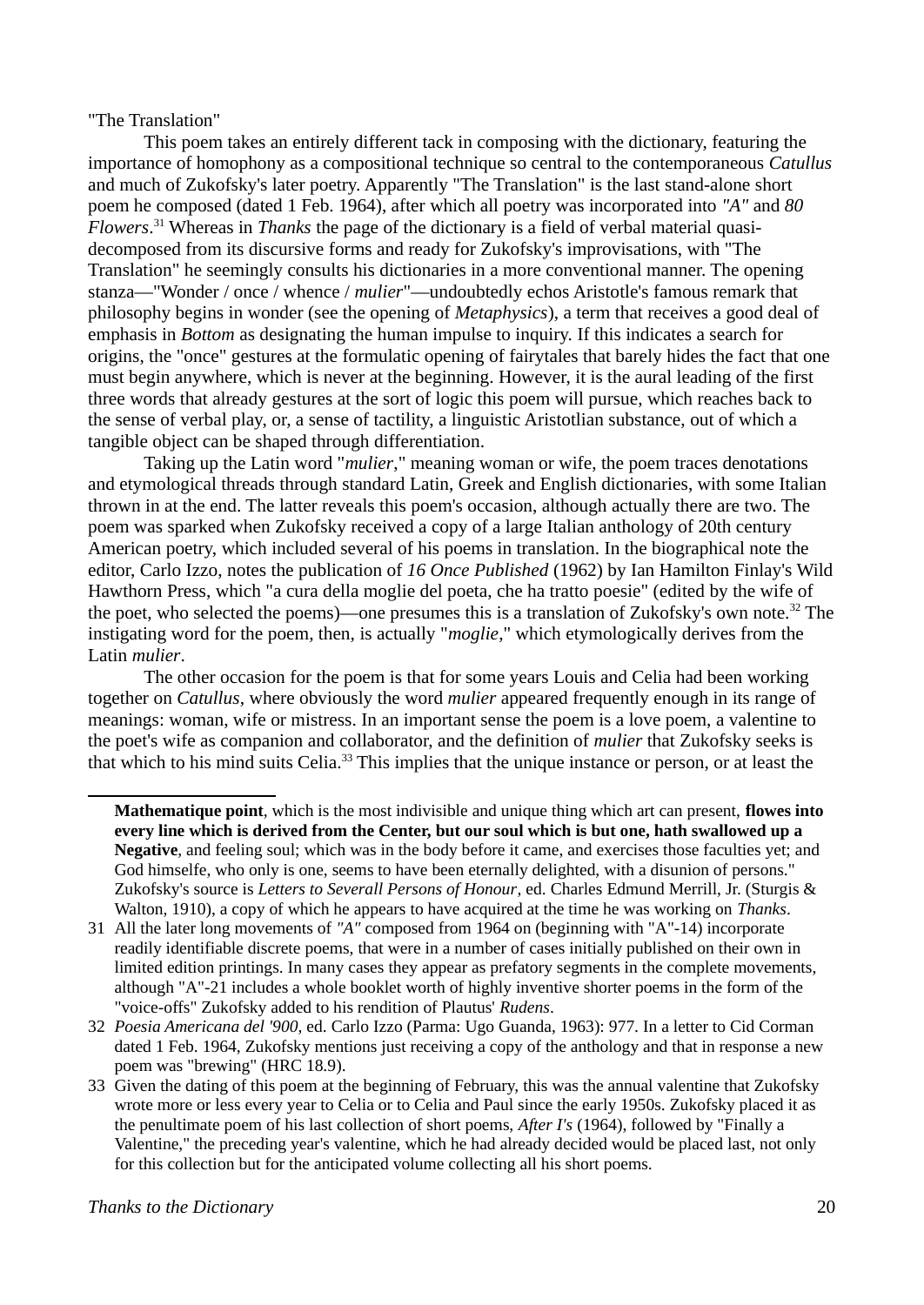"The Translation"

This poem takes an entirely different tack in composing with the dictionary, featuring the importance of homophony as a compositional technique so central to the contemporaneous *Catullus* and much of Zukofsky's later poetry. Apparently "The Translation" is the last stand-alone short poem he composed (dated 1 Feb. 1964), after which all poetry was incorporated into *"A"* and *80 Flowers*.[31] Whereas in *Thanks* the page of the dictionary is a field of verbal material quasi-decomposed from its discursive forms and ready for Zukofsky's improvisations, with "The Translation" he seemingly consults his dictionaries in a more conventional manner. The opening stanza—"Wonder / once / whence / *mulier*"—undoubtedly echos Aristotle's famous remark that philosophy begins in wonder (see the opening of *Metaphysics*), a term that receives a good deal of emphasis in *Bottom* as designating the human impulse to inquiry. If this indicates a search for origins, the "once" gestures at the formulatic opening of fairytales that barely hides the fact that one must begin anywhere, which is never at the beginning. However, it is the aural leading of the first three words that already gestures at the sort of logic this poem will pursue, which reaches back to the sense of verbal play, or, a sense of tactility, a linguistic Aristotlian substance, out of which a tangible object can be shaped through differentiation.

Taking up the Latin word "*mulier*," meaning woman or wife, the poem traces denotations and etymological threads through standard Latin, Greek and English dictionaries, with some Italian thrown in at the end. The latter reveals this poem's occasion, although actually there are two. The poem was sparked when Zukofsky received a copy of a large Italian anthology of 20th century American poetry, which included several of his poems in translation. In the biographical note the editor, Carlo Izzo, notes the publication of *16 Once Published* (1962) by Ian Hamilton Finlay's Wild Hawthorn Press, which "a cura della moglie del poeta, che ha tratto poesie" (edited by the wife of the poet, who selected the poems)—one presumes this is a translation of Zukofsky's own note.[32] The instigating word for the poem, then, is actually "*moglie*," which etymologically derives from the Latin *mulier*.

The other occasion for the poem is that for some years Louis and Celia had been working together on *Catullus*, where obviously the word *mulier* appeared frequently enough in its range of meanings: woman, wife or mistress. In an important sense the poem is a love poem, a valentine to the poet's wife as companion and collaborator, and the definition of *mulier* that Zukofsky seeks is that which to his mind suits Celia.[33] This implies that the unique instance or person, or at least the

---

**Mathematique point**, which is the most indivisible and unique thing which art can present, **flowes into every line which is derived from the Center, but our soul which is but one, hath swallowed up a Negative**, and feeling soul; which was in the body before it came, and exercises those faculties yet; and God himselfe, who only is one, seems to have been eternally delighted, with a disunion of persons." Zukofsky's source is *Letters to Severall Persons of Honour*, ed. Charles Edmund Merrill, Jr. (Sturgis & Walton, 1910), a copy of which he appears to have acquired at the time he was working on *Thanks*.

31 All the later long movements of *"A"* composed from 1964 on (beginning with "A"-14) incorporate readily identifiable discrete poems, that were in a number of cases initially published on their own in limited edition printings. In many cases they appear as prefatory segments in the complete movements, although "A"-21 includes a whole booklet worth of highly inventive shorter poems in the form of the "voice-offs" Zukofsky added to his rendition of Plautus' *Rudens*.

32 *Poesia Americana del '900*, ed. Carlo Izzo (Parma: Ugo Guanda, 1963): 977. In a letter to Cid Corman dated 1 Feb. 1964, Zukofsky mentions just receiving a copy of the anthology and that in response a new poem was "brewing" (HRC 18.9).

33 Given the dating of this poem at the beginning of February, this was the annual valentine that Zukofsky wrote more or less every year to Celia or to Celia and Paul since the early 1950s. Zukofsky placed it as the penultimate poem of his last collection of short poems, *After I's* (1964), followed by "Finally a Valentine," the preceding year's valentine, which he had already decided would be placed last, not only for this collection but for the anticipated volume collecting all his short poems.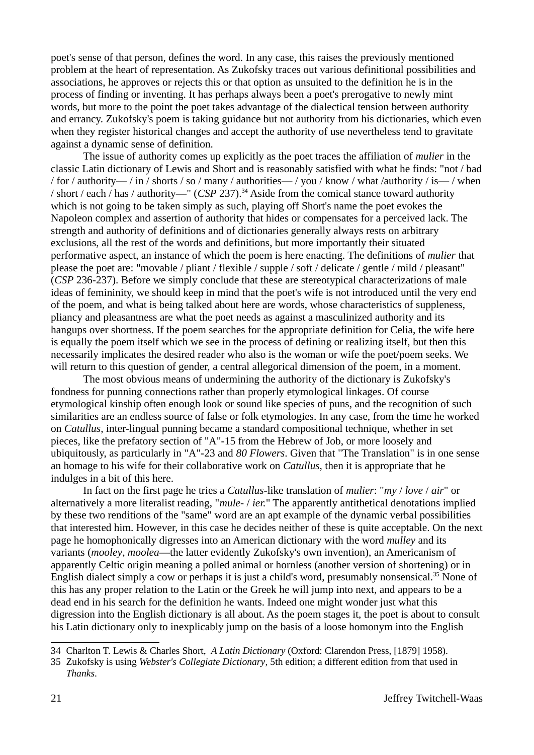poet's sense of that person, defines the word. In any case, this raises the previously mentioned problem at the heart of representation. As Zukofsky traces out various definitional possibilities and associations, he approves or rejects this or that option as unsuited to the definition he is in the process of finding or inventing. It has perhaps always been a poet's prerogative to newly mint words, but more to the point the poet takes advantage of the dialectical tension between authority and errancy. Zukofsky's poem is taking guidance but not authority from his dictionaries, which even when they register historical changes and accept the authority of use nevertheless tend to gravitate against a dynamic sense of definition.

The issue of authority comes up explicitly as the poet traces the affiliation of *mulier* in the classic Latin dictionary of Lewis and Short and is reasonably satisfied with what he finds: "not / bad / for / authority— / in / shorts / so / many / authorities— / you / know / what /authority / is— / when / short / each / has / authority—" (*CSP* 237).[34] Aside from the comical stance toward authority which is not going to be taken simply as such, playing off Short's name the poet evokes the Napoleon complex and assertion of authority that hides or compensates for a perceived lack. The strength and authority of definitions and of dictionaries generally always rests on arbitrary exclusions, all the rest of the words and definitions, but more importantly their situated performative aspect, an instance of which the poem is here enacting. The definitions of *mulier* that please the poet are: "movable / pliant / flexible / supple / soft / delicate / gentle / mild / pleasant" (*CSP* 236-237). Before we simply conclude that these are stereotypical characterizations of male ideas of femininity, we should keep in mind that the poet's wife is not introduced until the very end of the poem, and what is being talked about here are words, whose characteristics of suppleness, pliancy and pleasantness are what the poet needs as against a masculinized authority and its hangups over shortness. If the poem searches for the appropriate definition for Celia, the wife here is equally the poem itself which we see in the process of defining or realizing itself, but then this necessarily implicates the desired reader who also is the woman or wife the poet/poem seeks. We will return to this question of gender, a central allegorical dimension of the poem, in a moment.

The most obvious means of undermining the authority of the dictionary is Zukofsky's fondness for punning connections rather than properly etymological linkages. Of course etymological kinship often enough look or sound like species of puns, and the recognition of such similarities are an endless source of false or folk etymologies. In any case, from the time he worked on *Catullus*, inter-lingual punning became a standard compositional technique, whether in set pieces, like the prefatory section of "A"-15 from the Hebrew of Job, or more loosely and ubiquitously, as particularly in "A"-23 and *80 Flowers*. Given that "The Translation" is in one sense an homage to his wife for their collaborative work on *Catullus*, then it is appropriate that he indulges in a bit of this here.

In fact on the first page he tries a *Catullus*-like translation of *mulier*: "*my* / *love* / *air*" or alternatively a more literalist reading, "*mule-* / *ier.*" The apparently antithetical denotations implied by these two renditions of the "same" word are an apt example of the dynamic verbal possibilities that interested him. However, in this case he decides neither of these is quite acceptable. On the next page he homophonically digresses into an American dictionary with the word *mulley* and its variants (*mooley*, *moolea*—the latter evidently Zukofsky's own invention), an Americanism of apparently Celtic origin meaning a polled animal or hornless (another version of shortening) or in English dialect simply a cow or perhaps it is just a child's word, presumably nonsensical.[35] None of this has any proper relation to the Latin or the Greek he will jump into next, and appears to be a dead end in his search for the definition he wants. Indeed one might wonder just what this digression into the English dictionary is all about. As the poem stages it, the poet is about to consult his Latin dictionary only to inexplicably jump on the basis of a loose homonym into the English

---

34 Charlton T. Lewis & Charles Short, *A Latin Dictionary* (Oxford: Clarendon Press, [1879] 1958).

35 Zukofsky is using *Webster's Collegiate Dictionary*, 5th edition; a different edition from that used in *Thanks*.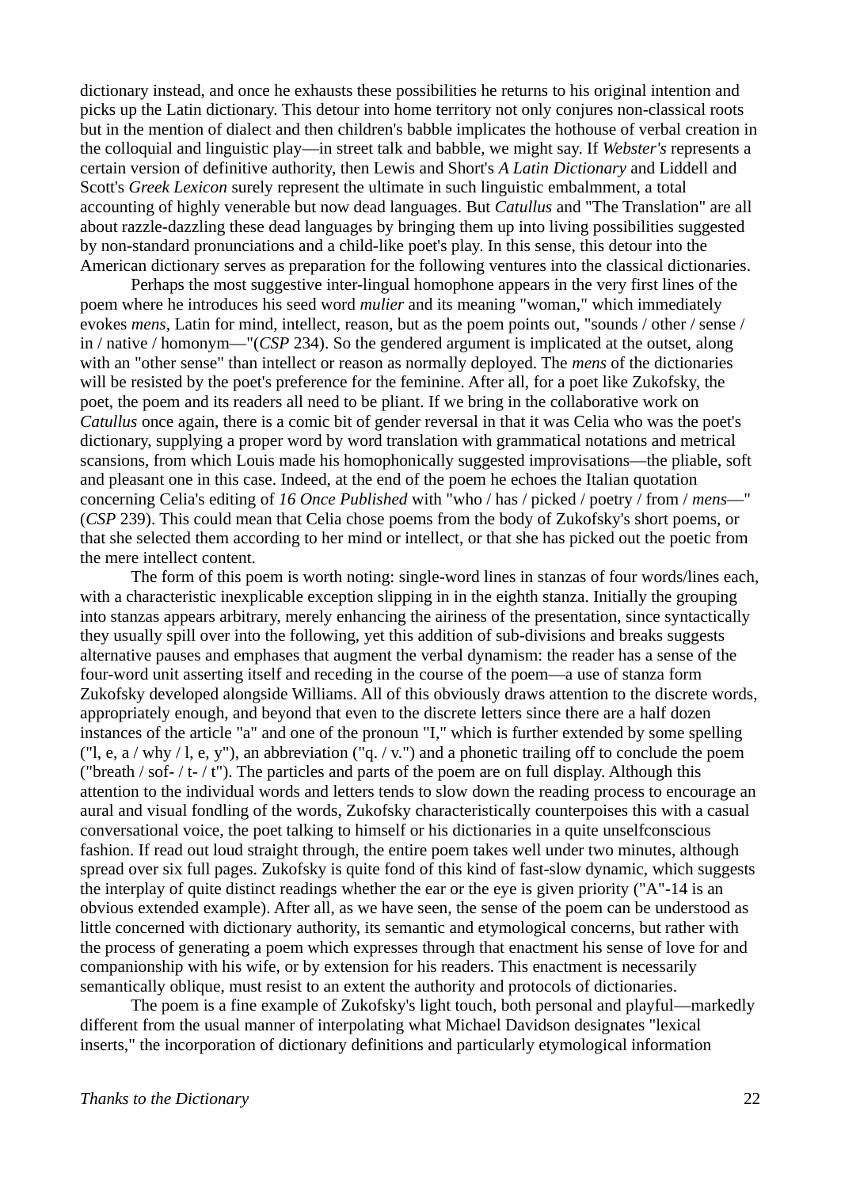dictionary instead, and once he exhausts these possibilities he returns to his original intention and picks up the Latin dictionary. This detour into home territory not only conjures non-classical roots but in the mention of dialect and then children's babble implicates the hothouse of verbal creation in the colloquial and linguistic play—in street talk and babble, we might say. If *Webster's* represents a certain version of definitive authority, then Lewis and Short's *A Latin Dictionary* and Liddell and Scott's *Greek Lexicon* surely represent the ultimate in such linguistic embalmment, a total accounting of highly venerable but now dead languages. But *Catullus* and "The Translation" are all about razzle-dazzling these dead languages by bringing them up into living possibilities suggested by non-standard pronunciations and a child-like poet's play. In this sense, this detour into the American dictionary serves as preparation for the following ventures into the classical dictionaries.

Perhaps the most suggestive inter-lingual homophone appears in the very first lines of the poem where he introduces his seed word *mulier* and its meaning "woman," which immediately evokes *mens*, Latin for mind, intellect, reason, but as the poem points out, "sounds / other / sense / in / native / homonym—"(*CSP* 234). So the gendered argument is implicated at the outset, along with an "other sense" than intellect or reason as normally deployed. The *mens* of the dictionaries will be resisted by the poet's preference for the feminine. After all, for a poet like Zukofsky, the poet, the poem and its readers all need to be pliant. If we bring in the collaborative work on *Catullus* once again, there is a comic bit of gender reversal in that it was Celia who was the poet's dictionary, supplying a proper word by word translation with grammatical notations and metrical scansions, from which Louis made his homophonically suggested improvisations—the pliable, soft and pleasant one in this case. Indeed, at the end of the poem he echoes the Italian quotation concerning Celia's editing of *16 Once Published* with "who / has / picked / poetry / from / *mens*—" (*CSP* 239). This could mean that Celia chose poems from the body of Zukofsky's short poems, or that she selected them according to her mind or intellect, or that she has picked out the poetic from the mere intellect content.

The form of this poem is worth noting: single-word lines in stanzas of four words/lines each, with a characteristic inexplicable exception slipping in in the eighth stanza. Initially the grouping into stanzas appears arbitrary, merely enhancing the airiness of the presentation, since syntactically they usually spill over into the following, yet this addition of sub-divisions and breaks suggests alternative pauses and emphases that augment the verbal dynamism: the reader has a sense of the four-word unit asserting itself and receding in the course of the poem—a use of stanza form Zukofsky developed alongside Williams. All of this obviously draws attention to the discrete words, appropriately enough, and beyond that even to the discrete letters since there are a half dozen instances of the article "a" and one of the pronoun "I," which is further extended by some spelling ("l, e, a / why / l, e, y"), an abbreviation ("q. / v.") and a phonetic trailing off to conclude the poem ("breath / sof- / t- / t"). The particles and parts of the poem are on full display. Although this attention to the individual words and letters tends to slow down the reading process to encourage an aural and visual fondling of the words, Zukofsky characteristically counterpoises this with a casual conversational voice, the poet talking to himself or his dictionaries in a quite unselfconscious fashion. If read out loud straight through, the entire poem takes well under two minutes, although spread over six full pages. Zukofsky is quite fond of this kind of fast-slow dynamic, which suggests the interplay of quite distinct readings whether the ear or the eye is given priority ("A"-14 is an obvious extended example). After all, as we have seen, the sense of the poem can be understood as little concerned with dictionary authority, its semantic and etymological concerns, but rather with the process of generating a poem which expresses through that enactment his sense of love for and companionship with his wife, or by extension for his readers. This enactment is necessarily semantically oblique, must resist to an extent the authority and protocols of dictionaries.

The poem is a fine example of Zukofsky's light touch, both personal and playful—markedly different from the usual manner of interpolating what Michael Davidson designates "lexical inserts," the incorporation of dictionary definitions and particularly etymological information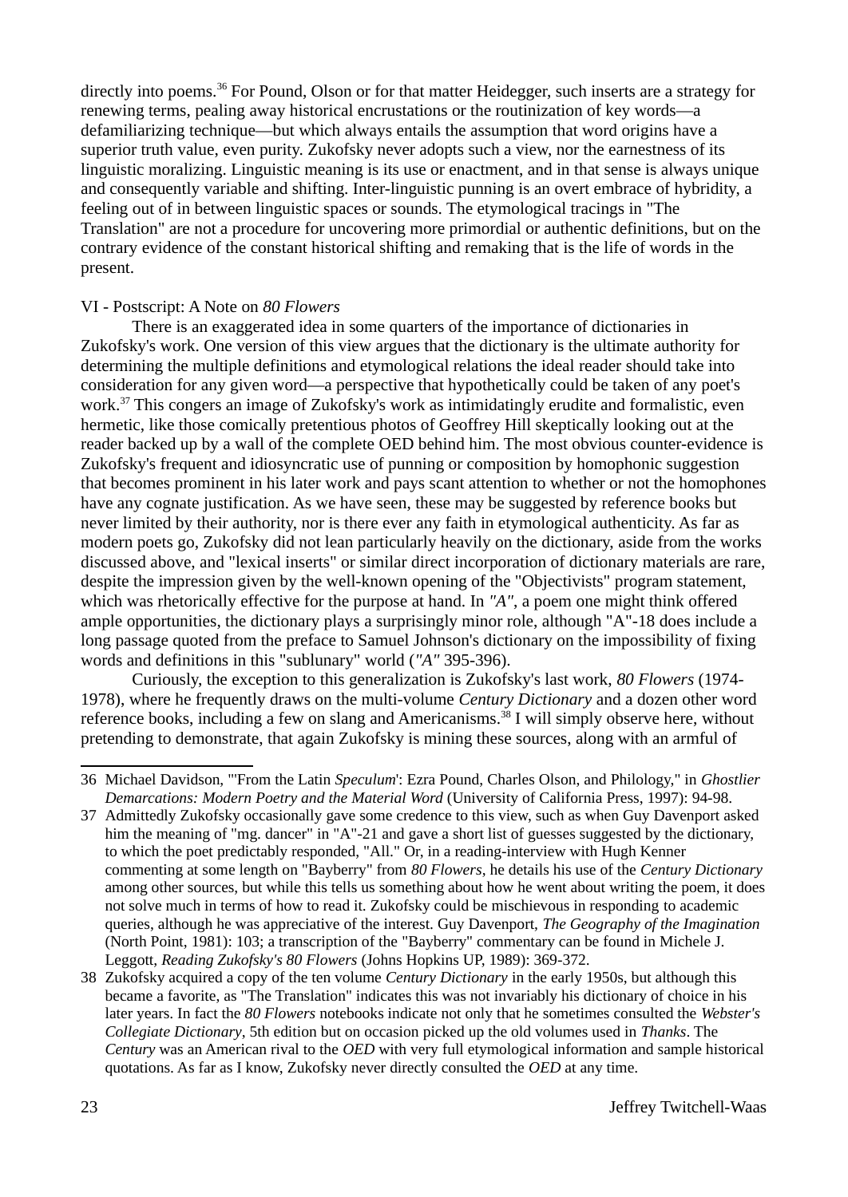directly into poems.[36] For Pound, Olson or for that matter Heidegger, such inserts are a strategy for renewing terms, pealing away historical encrustations or the routinization of key words—a defamiliarizing technique—but which always entails the assumption that word origins have a superior truth value, even purity. Zukofsky never adopts such a view, nor the earnestness of its linguistic moralizing. Linguistic meaning is its use or enactment, and in that sense is always unique and consequently variable and shifting. Inter-linguistic punning is an overt embrace of hybridity, a feeling out of in between linguistic spaces or sounds. The etymological tracings in "The Translation" are not a procedure for uncovering more primordial or authentic definitions, but on the contrary evidence of the constant historical shifting and remaking that is the life of words in the present.

### VI - Postscript: A Note on *80 Flowers*

There is an exaggerated idea in some quarters of the importance of dictionaries in Zukofsky's work. One version of this view argues that the dictionary is the ultimate authority for determining the multiple definitions and etymological relations the ideal reader should take into consideration for any given word—a perspective that hypothetically could be taken of any poet's work.[37] This congers an image of Zukofsky's work as intimidatingly erudite and formalistic, even hermetic, like those comically pretentious photos of Geoffrey Hill skeptically looking out at the reader backed up by a wall of the complete OED behind him. The most obvious counter-evidence is Zukofsky's frequent and idiosyncratic use of punning or composition by homophonic suggestion that becomes prominent in his later work and pays scant attention to whether or not the homophones have any cognate justification. As we have seen, these may be suggested by reference books but never limited by their authority, nor is there ever any faith in etymological authenticity. As far as modern poets go, Zukofsky did not lean particularly heavily on the dictionary, aside from the works discussed above, and "lexical inserts" or similar direct incorporation of dictionary materials are rare, despite the impression given by the well-known opening of the "Objectivists" program statement, which was rhetorically effective for the purpose at hand. In *"A"*, a poem one might think offered ample opportunities, the dictionary plays a surprisingly minor role, although "A"-18 does include a long passage quoted from the preface to Samuel Johnson's dictionary on the impossibility of fixing words and definitions in this "sublunary" world (*"A"* 395-396).

Curiously, the exception to this generalization is Zukofsky's last work, *80 Flowers* (1974-1978), where he frequently draws on the multi-volume *Century Dictionary* and a dozen other word reference books, including a few on slang and Americanisms.[38] I will simply observe here, without pretending to demonstrate, that again Zukofsky is mining these sources, along with an armful of

---

36 Michael Davidson, "'From the Latin *Speculum*': Ezra Pound, Charles Olson, and Philology," in *Ghostlier Demarcations: Modern Poetry and the Material Word* (University of California Press, 1997): 94-98.

37 Admittedly Zukofsky occasionally gave some credence to this view, such as when Guy Davenport asked him the meaning of "mg. dancer" in "A"-21 and gave a short list of guesses suggested by the dictionary, to which the poet predictably responded, "All." Or, in a reading-interview with Hugh Kenner commenting at some length on "Bayberry" from *80 Flowers*, he details his use of the *Century Dictionary* among other sources, but while this tells us something about how he went about writing the poem, it does not solve much in terms of how to read it. Zukofsky could be mischievous in responding to academic queries, although he was appreciative of the interest. Guy Davenport, *The Geography of the Imagination* (North Point, 1981): 103; a transcription of the "Bayberry" commentary can be found in Michele J. Leggott, *Reading Zukofsky's 80 Flowers* (Johns Hopkins UP, 1989): 369-372.

38 Zukofsky acquired a copy of the ten volume *Century Dictionary* in the early 1950s, but although this became a favorite, as "The Translation" indicates this was not invariably his dictionary of choice in his later years. In fact the *80 Flowers* notebooks indicate not only that he sometimes consulted the *Webster's Collegiate Dictionary*, 5th edition but on occasion picked up the old volumes used in *Thanks*. The *Century* was an American rival to the *OED* with very full etymological information and sample historical quotations. As far as I know, Zukofsky never directly consulted the *OED* at any time.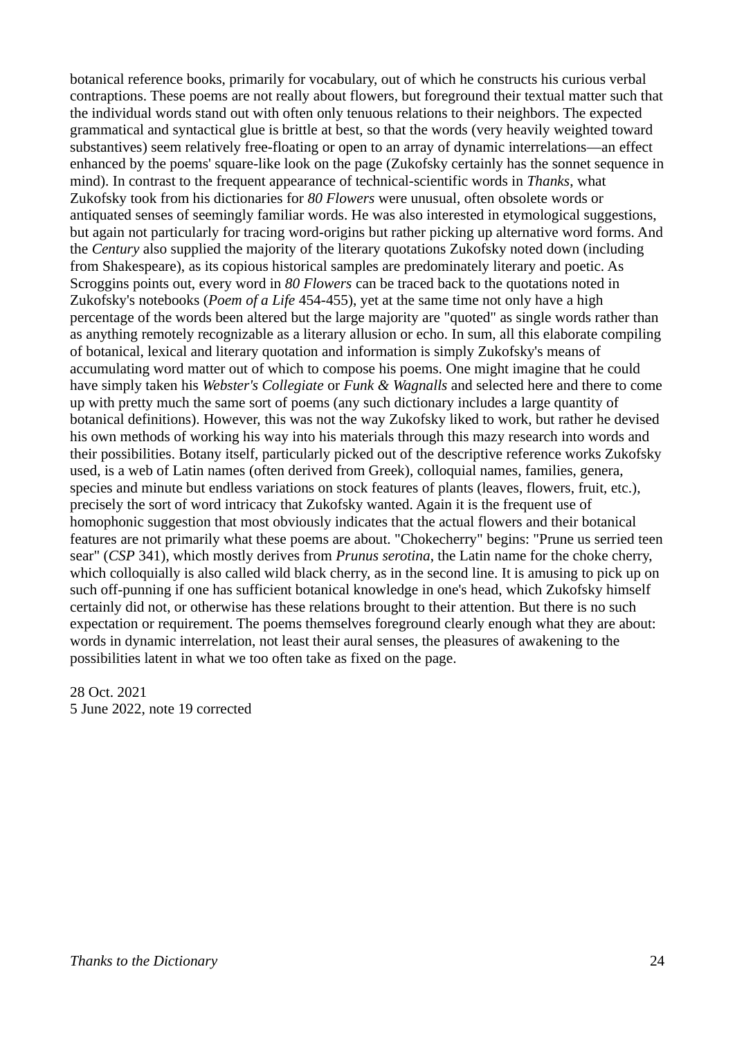botanical reference books, primarily for vocabulary, out of which he constructs his curious verbal contraptions. These poems are not really about flowers, but foreground their textual matter such that the individual words stand out with often only tenuous relations to their neighbors. The expected grammatical and syntactical glue is brittle at best, so that the words (very heavily weighted toward substantives) seem relatively free-floating or open to an array of dynamic interrelations—an effect enhanced by the poems' square-like look on the page (Zukofsky certainly has the sonnet sequence in mind). In contrast to the frequent appearance of technical-scientific words in *Thanks*, what Zukofsky took from his dictionaries for *80 Flowers* were unusual, often obsolete words or antiquated senses of seemingly familiar words. He was also interested in etymological suggestions, but again not particularly for tracing word-origins but rather picking up alternative word forms. And the *Century* also supplied the majority of the literary quotations Zukofsky noted down (including from Shakespeare), as its copious historical samples are predominately literary and poetic. As Scroggins points out, every word in *80 Flowers* can be traced back to the quotations noted in Zukofsky's notebooks (*Poem of a Life* 454-455), yet at the same time not only have a high percentage of the words been altered but the large majority are "quoted" as single words rather than as anything remotely recognizable as a literary allusion or echo. In sum, all this elaborate compiling of botanical, lexical and literary quotation and information is simply Zukofsky's means of accumulating word matter out of which to compose his poems. One might imagine that he could have simply taken his *Webster's Collegiate* or *Funk & Wagnalls* and selected here and there to come up with pretty much the same sort of poems (any such dictionary includes a large quantity of botanical definitions). However, this was not the way Zukofsky liked to work, but rather he devised his own methods of working his way into his materials through this mazy research into words and their possibilities. Botany itself, particularly picked out of the descriptive reference works Zukofsky used, is a web of Latin names (often derived from Greek), colloquial names, families, genera, species and minute but endless variations on stock features of plants (leaves, flowers, fruit, etc.), precisely the sort of word intricacy that Zukofsky wanted. Again it is the frequent use of homophonic suggestion that most obviously indicates that the actual flowers and their botanical features are not primarily what these poems are about. "Chokecherry" begins: "Prune us serried teen sear" (*CSP* 341), which mostly derives from *Prunus serotina*, the Latin name for the choke cherry, which colloquially is also called wild black cherry, as in the second line. It is amusing to pick up on such off-punning if one has sufficient botanical knowledge in one's head, which Zukofsky himself certainly did not, or otherwise has these relations brought to their attention. But there is no such expectation or requirement. The poems themselves foreground clearly enough what they are about: words in dynamic interrelation, not least their aural senses, the pleasures of awakening to the possibilities latent in what we too often take as fixed on the page.

28 Oct. 2021
5 June 2022, note 19 corrected